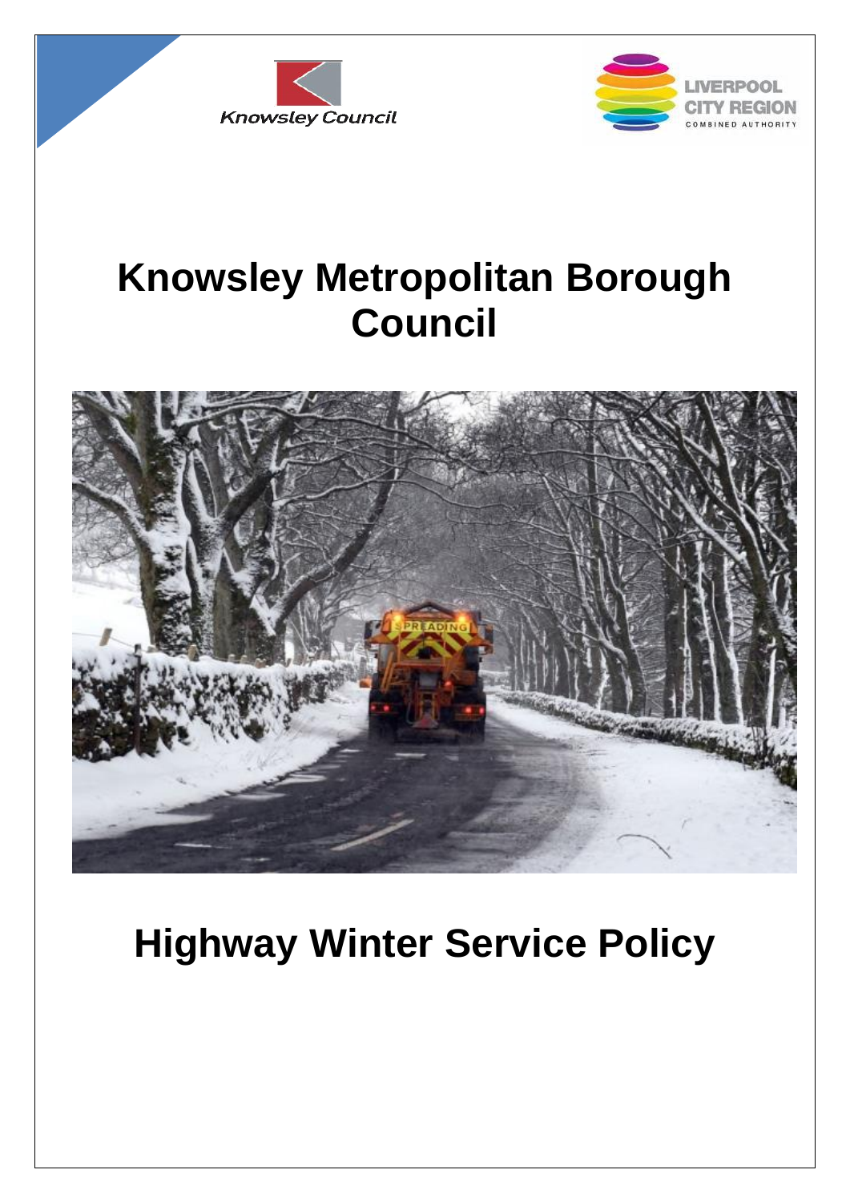Knowsley Council

LIVERPOOL CITY REGION COMBINED AUTHORITY

# Knowsley Metropolitan Borough Council

# Highway Winter Service Policy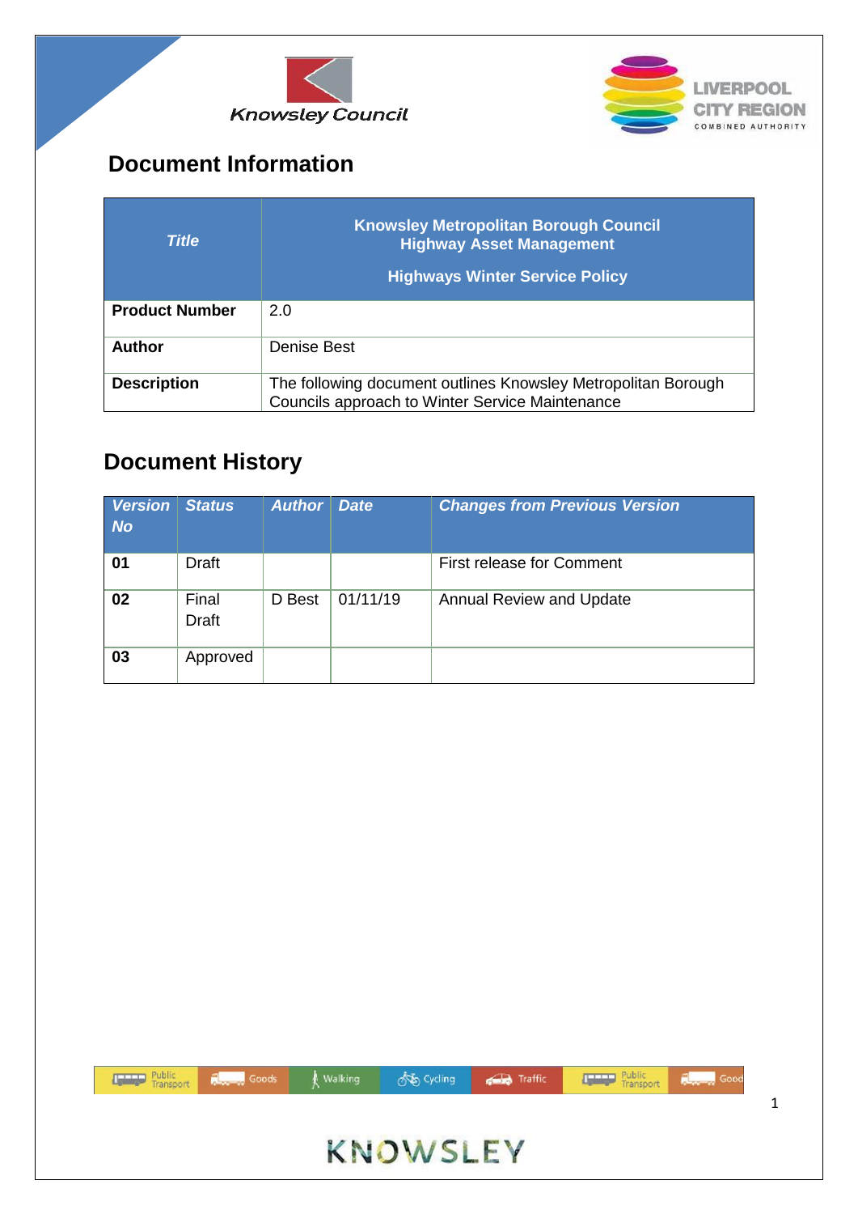## Document Information

| *Title* | **Knowsley Metropolitan Borough Council Highway Asset Management**<br><br>**Highways Winter Service Policy** |
|---|---|
| **Product Number** | 2.0 |
| **Author** | Denise Best |
| **Description** | The following document outlines Knowsley Metropolitan Borough Councils approach to Winter Service Maintenance |

## Document History

| *Version No* | *Status* | *Author* | *Date* | *Changes from Previous Version* |
|---|---|---|---|---|
| **01** | Draft | | | First release for Comment |
| **02** | Final Draft | D Best | 01/11/19 | Annual Review and Update |
| **03** | Approved | | | |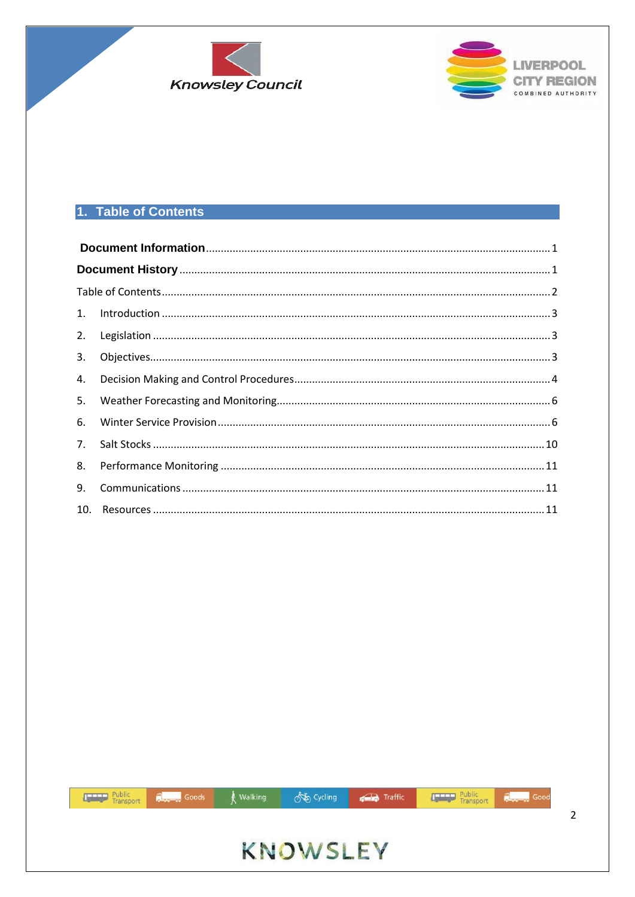## 1. Table of Contents

**Document Information** .......... 1

**Document History** .......... 1

Table of Contents .......... 2

1. Introduction .......... 3
2. Legislation .......... 3
3. Objectives .......... 3
4. Decision Making and Control Procedures .......... 4
5. Weather Forecasting and Monitoring .......... 6
6. Winter Service Provision .......... 6
7. Salt Stocks .......... 10
8. Performance Monitoring .......... 11
9. Communications .......... 11
10. Resources .......... 11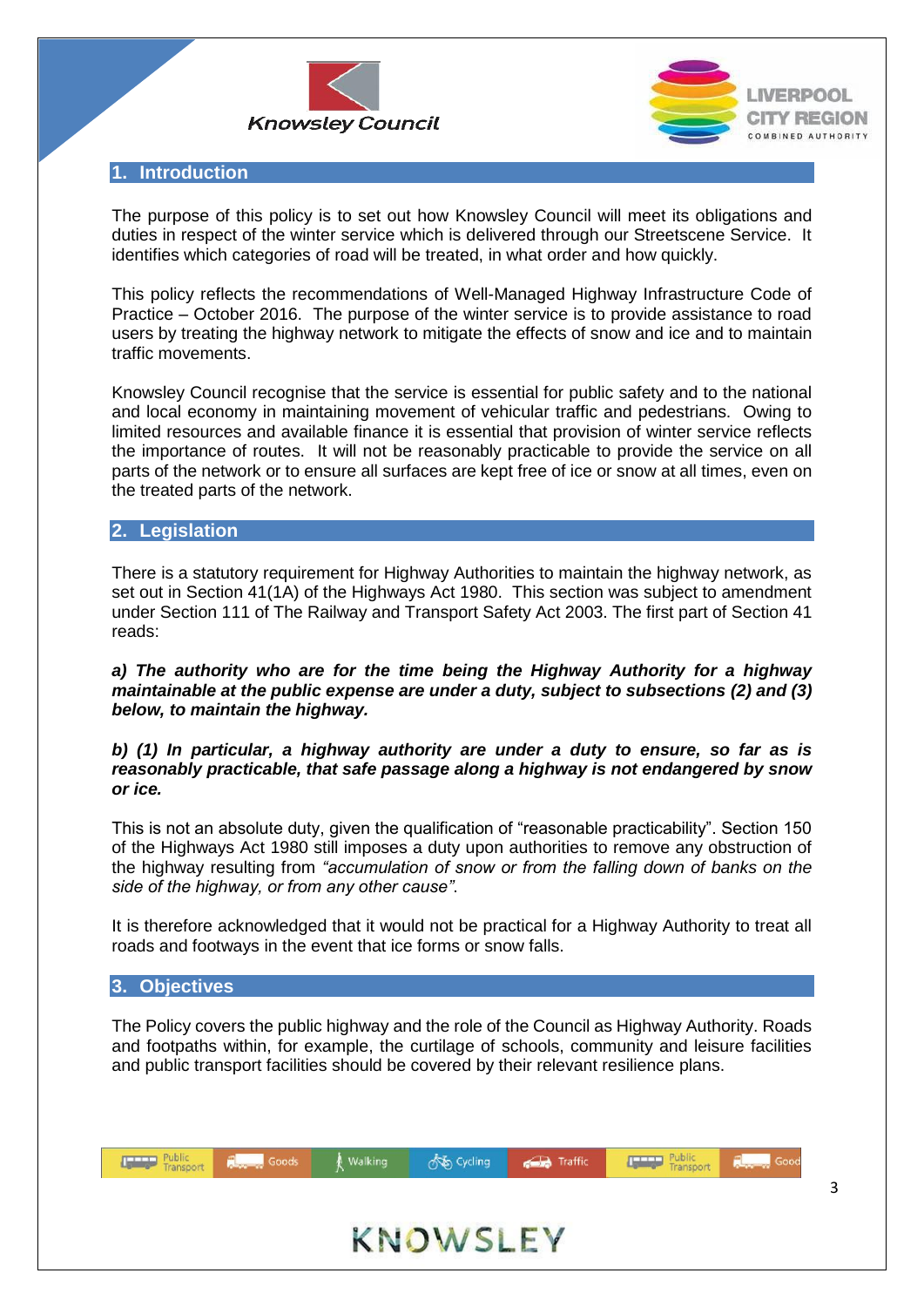## 1. Introduction

The purpose of this policy is to set out how Knowsley Council will meet its obligations and duties in respect of the winter service which is delivered through our Streetscene Service. It identifies which categories of road will be treated, in what order and how quickly.

This policy reflects the recommendations of Well-Managed Highway Infrastructure Code of Practice – October 2016. The purpose of the winter service is to provide assistance to road users by treating the highway network to mitigate the effects of snow and ice and to maintain traffic movements.

Knowsley Council recognise that the service is essential for public safety and to the national and local economy in maintaining movement of vehicular traffic and pedestrians. Owing to limited resources and available finance it is essential that provision of winter service reflects the importance of routes. It will not be reasonably practicable to provide the service on all parts of the network or to ensure all surfaces are kept free of ice or snow at all times, even on the treated parts of the network.

## 2. Legislation

There is a statutory requirement for Highway Authorities to maintain the highway network, as set out in Section 41(1A) of the Highways Act 1980. This section was subject to amendment under Section 111 of The Railway and Transport Safety Act 2003. The first part of Section 41 reads:

***a) The authority who are for the time being the Highway Authority for a highway maintainable at the public expense are under a duty, subject to subsections (2) and (3) below, to maintain the highway.***

***b) (1) In particular, a highway authority are under a duty to ensure, so far as is reasonably practicable, that safe passage along a highway is not endangered by snow or ice.***

This is not an absolute duty, given the qualification of "reasonable practicability". Section 150 of the Highways Act 1980 still imposes a duty upon authorities to remove any obstruction of the highway resulting from *"accumulation of snow or from the falling down of banks on the side of the highway, or from any other cause"*.

It is therefore acknowledged that it would not be practical for a Highway Authority to treat all roads and footways in the event that ice forms or snow falls.

## 3. Objectives

The Policy covers the public highway and the role of the Council as Highway Authority. Roads and footpaths within, for example, the curtilage of schools, community and leisure facilities and public transport facilities should be covered by their relevant resilience plans.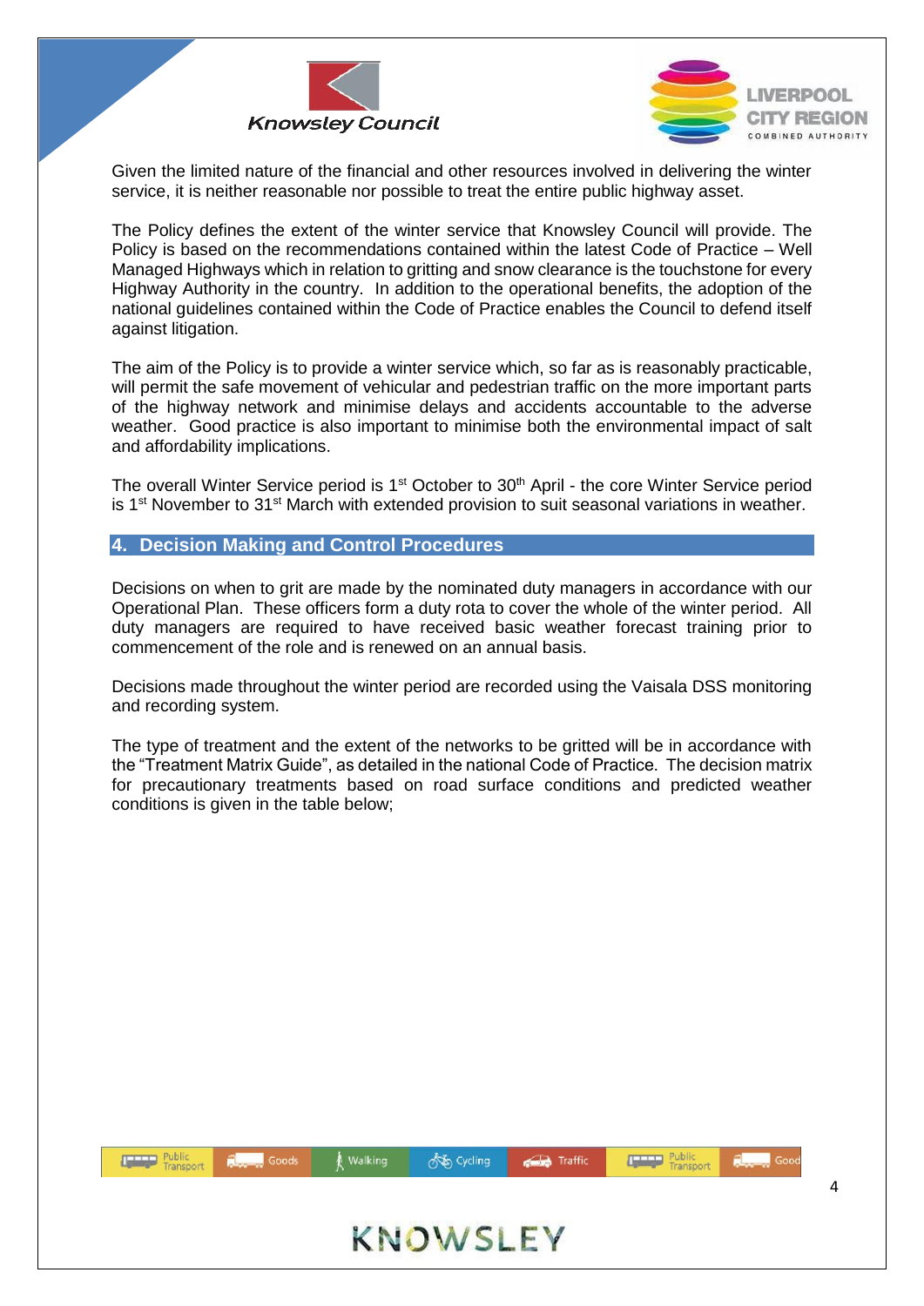Given the limited nature of the financial and other resources involved in delivering the winter service, it is neither reasonable nor possible to treat the entire public highway asset.

The Policy defines the extent of the winter service that Knowsley Council will provide. The Policy is based on the recommendations contained within the latest Code of Practice – Well Managed Highways which in relation to gritting and snow clearance is the touchstone for every Highway Authority in the country. In addition to the operational benefits, the adoption of the national guidelines contained within the Code of Practice enables the Council to defend itself against litigation.

The aim of the Policy is to provide a winter service which, so far as is reasonably practicable, will permit the safe movement of vehicular and pedestrian traffic on the more important parts of the highway network and minimise delays and accidents accountable to the adverse weather. Good practice is also important to minimise both the environmental impact of salt and affordability implications.

The overall Winter Service period is 1st October to 30th April - the core Winter Service period is 1st November to 31st March with extended provision to suit seasonal variations in weather.

## 4. Decision Making and Control Procedures

Decisions on when to grit are made by the nominated duty managers in accordance with our Operational Plan. These officers form a duty rota to cover the whole of the winter period. All duty managers are required to have received basic weather forecast training prior to commencement of the role and is renewed on an annual basis.

Decisions made throughout the winter period are recorded using the Vaisala DSS monitoring and recording system.

The type of treatment and the extent of the networks to be gritted will be in accordance with the "Treatment Matrix Guide", as detailed in the national Code of Practice. The decision matrix for precautionary treatments based on road surface conditions and predicted weather conditions is given in the table below;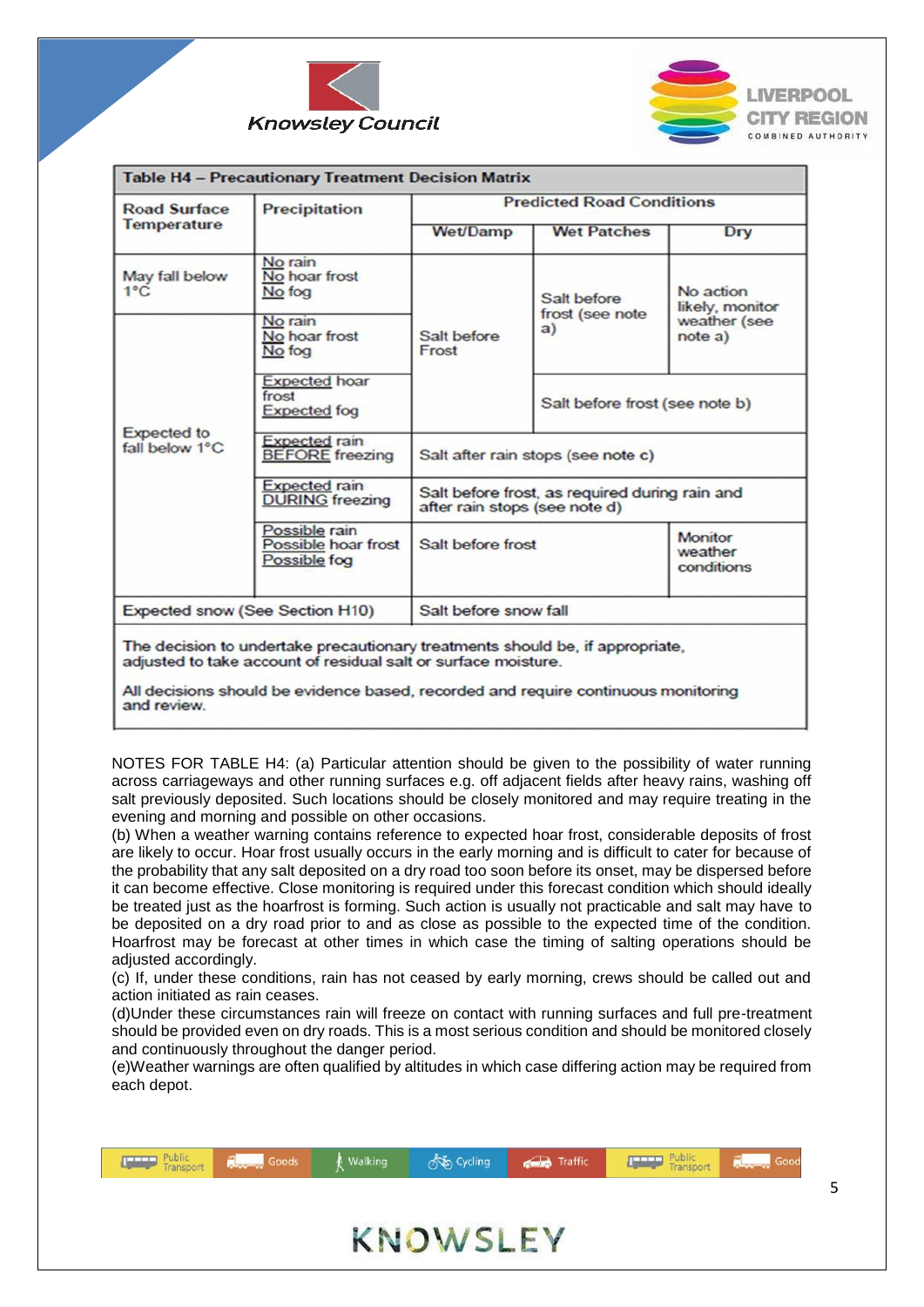| Table H4 – Precautionary Treatment Decision Matrix | | | | |
|---|---|---|---|---|
| **Road Surface Temperature** | **Precipitation** | **Predicted Road Conditions** | | |
| | | **Wet/Damp** | **Wet Patches** | **Dry** |
| May fall below 1°C | No rain<br>No hoar frost<br>No fog | Salt before Frost | Salt before frost (see note a) | No action likely, monitor weather (see note a) |
| Expected to fall below 1°C | No rain<br>No hoar frost<br>No fog | | | |
| | Expected hoar frost<br>Expected fog | | Salt before frost (see note b) | |
| | Expected rain BEFORE freezing | Salt after rain stops (see note c) | | |
| | Expected rain DURING freezing | Salt before frost, as required during rain and after rain stops (see note d) | | |
| | Possible rain<br>Possible hoar frost<br>Possible fog | Salt before frost | | Monitor weather conditions |
| Expected snow (See Section H10) | | Salt before snow fall | | |
| The decision to undertake precautionary treatments should be, if appropriate, adjusted to take account of residual salt or surface moisture.<br><br>All decisions should be evidence based, recorded and require continuous monitoring and review. | | | | |

NOTES FOR TABLE H4: (a) Particular attention should be given to the possibility of water running across carriageways and other running surfaces e.g. off adjacent fields after heavy rains, washing off salt previously deposited. Such locations should be closely monitored and may require treating in the evening and morning and possible on other occasions.

(b) When a weather warning contains reference to expected hoar frost, considerable deposits of frost are likely to occur. Hoar frost usually occurs in the early morning and is difficult to cater for because of the probability that any salt deposited on a dry road too soon before its onset, may be dispersed before it can become effective. Close monitoring is required under this forecast condition which should ideally be treated just as the hoarfrost is forming. Such action is usually not practicable and salt may have to be deposited on a dry road prior to and as close as possible to the expected time of the condition. Hoarfrost may be forecast at other times in which case the timing of salting operations should be adjusted accordingly.

(c) If, under these conditions, rain has not ceased by early morning, crews should be called out and action initiated as rain ceases.

(d)Under these circumstances rain will freeze on contact with running surfaces and full pre-treatment should be provided even on dry roads. This is a most serious condition and should be monitored closely and continuously throughout the danger period.

(e)Weather warnings are often qualified by altitudes in which case differing action may be required from each depot.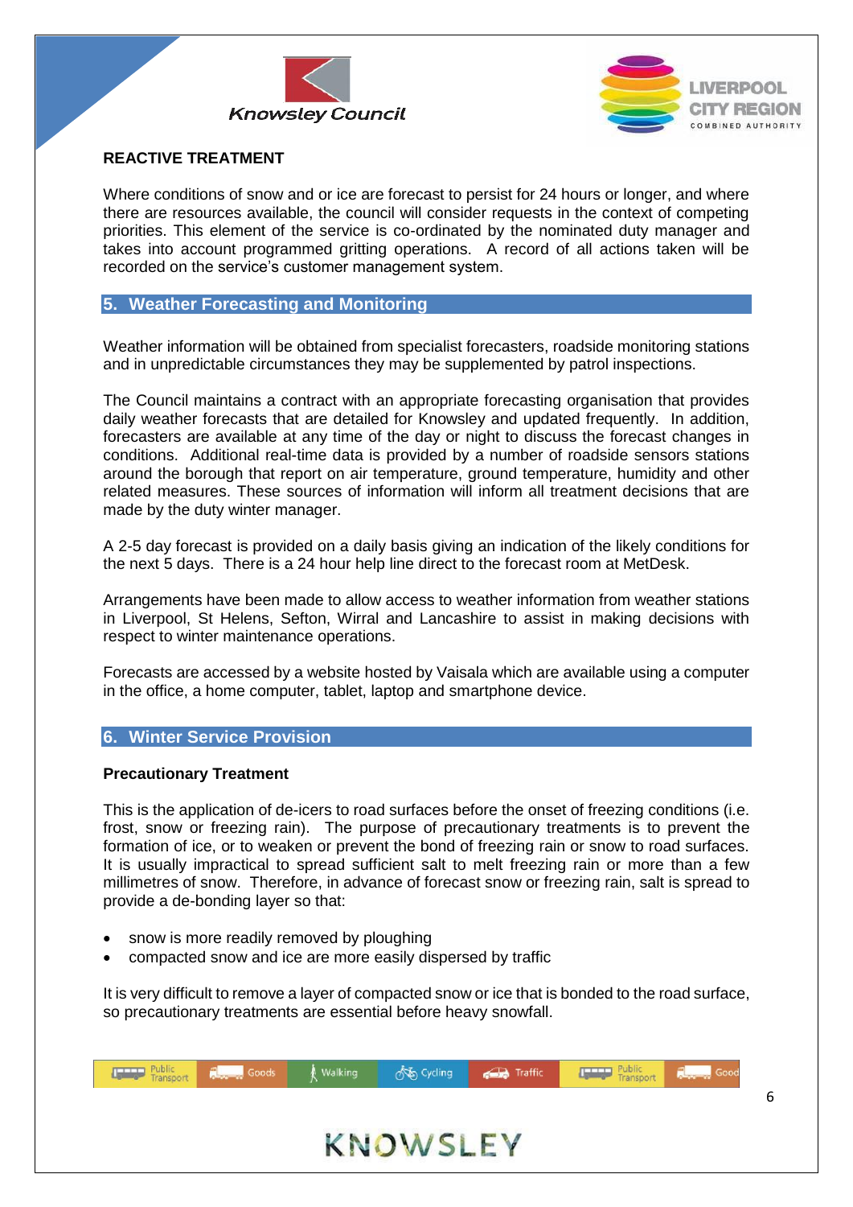**REACTIVE TREATMENT**

Where conditions of snow and or ice are forecast to persist for 24 hours or longer, and where there are resources available, the council will consider requests in the context of competing priorities. This element of the service is co-ordinated by the nominated duty manager and takes into account programmed gritting operations. A record of all actions taken will be recorded on the service's customer management system.

## 5. Weather Forecasting and Monitoring

Weather information will be obtained from specialist forecasters, roadside monitoring stations and in unpredictable circumstances they may be supplemented by patrol inspections.

The Council maintains a contract with an appropriate forecasting organisation that provides daily weather forecasts that are detailed for Knowsley and updated frequently. In addition, forecasters are available at any time of the day or night to discuss the forecast changes in conditions. Additional real-time data is provided by a number of roadside sensors stations around the borough that report on air temperature, ground temperature, humidity and other related measures. These sources of information will inform all treatment decisions that are made by the duty winter manager.

A 2-5 day forecast is provided on a daily basis giving an indication of the likely conditions for the next 5 days. There is a 24 hour help line direct to the forecast room at MetDesk.

Arrangements have been made to allow access to weather information from weather stations in Liverpool, St Helens, Sefton, Wirral and Lancashire to assist in making decisions with respect to winter maintenance operations.

Forecasts are accessed by a website hosted by Vaisala which are available using a computer in the office, a home computer, tablet, laptop and smartphone device.

## 6. Winter Service Provision

**Precautionary Treatment**

This is the application of de-icers to road surfaces before the onset of freezing conditions (i.e. frost, snow or freezing rain). The purpose of precautionary treatments is to prevent the formation of ice, or to weaken or prevent the bond of freezing rain or snow to road surfaces. It is usually impractical to spread sufficient salt to melt freezing rain or more than a few millimetres of snow. Therefore, in advance of forecast snow or freezing rain, salt is spread to provide a de-bonding layer so that:

- snow is more readily removed by ploughing
- compacted snow and ice are more easily dispersed by traffic

It is very difficult to remove a layer of compacted snow or ice that is bonded to the road surface, so precautionary treatments are essential before heavy snowfall.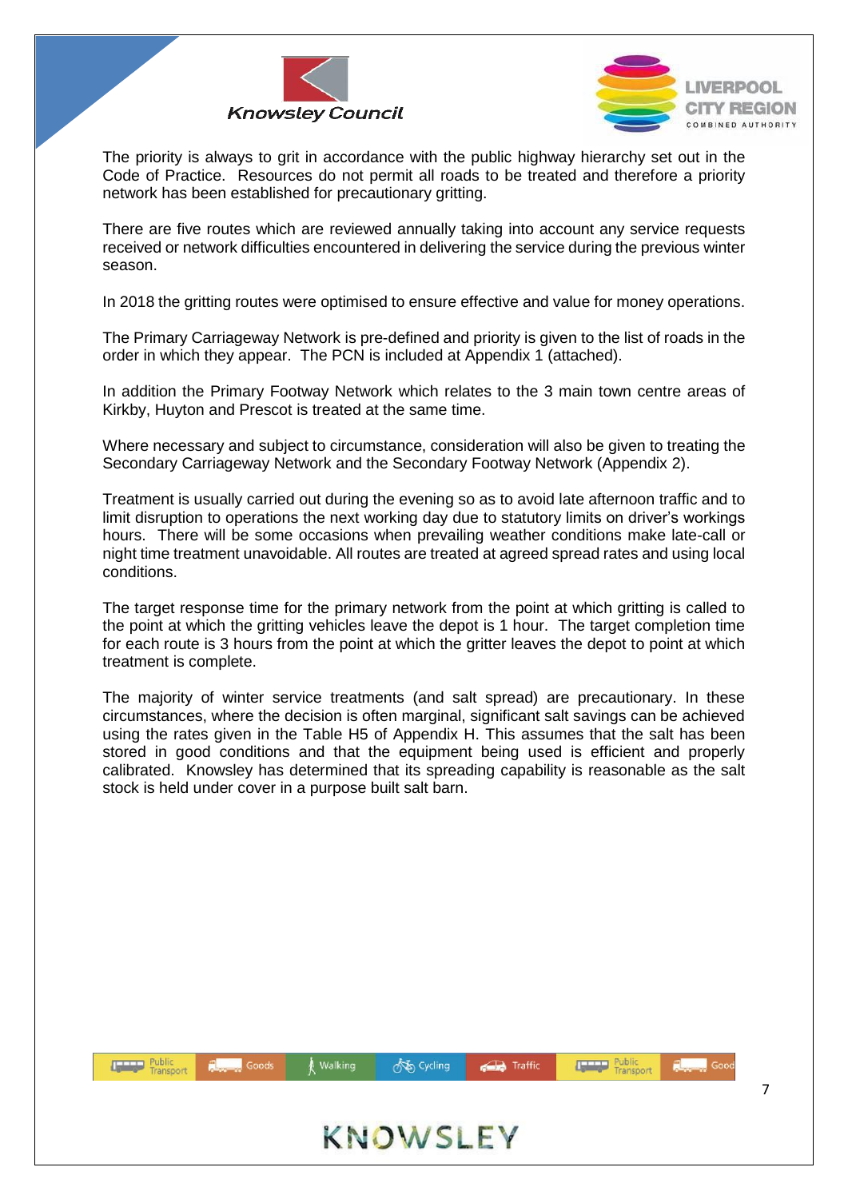The priority is always to grit in accordance with the public highway hierarchy set out in the Code of Practice. Resources do not permit all roads to be treated and therefore a priority network has been established for precautionary gritting.

There are five routes which are reviewed annually taking into account any service requests received or network difficulties encountered in delivering the service during the previous winter season.

In 2018 the gritting routes were optimised to ensure effective and value for money operations.

The Primary Carriageway Network is pre-defined and priority is given to the list of roads in the order in which they appear. The PCN is included at Appendix 1 (attached).

In addition the Primary Footway Network which relates to the 3 main town centre areas of Kirkby, Huyton and Prescot is treated at the same time.

Where necessary and subject to circumstance, consideration will also be given to treating the Secondary Carriageway Network and the Secondary Footway Network (Appendix 2).

Treatment is usually carried out during the evening so as to avoid late afternoon traffic and to limit disruption to operations the next working day due to statutory limits on driver's workings hours. There will be some occasions when prevailing weather conditions make late-call or night time treatment unavoidable. All routes are treated at agreed spread rates and using local conditions.

The target response time for the primary network from the point at which gritting is called to the point at which the gritting vehicles leave the depot is 1 hour. The target completion time for each route is 3 hours from the point at which the gritter leaves the depot to point at which treatment is complete.

The majority of winter service treatments (and salt spread) are precautionary. In these circumstances, where the decision is often marginal, significant salt savings can be achieved using the rates given in the Table H5 of Appendix H. This assumes that the salt has been stored in good conditions and that the equipment being used is efficient and properly calibrated. Knowsley has determined that its spreading capability is reasonable as the salt stock is held under cover in a purpose built salt barn.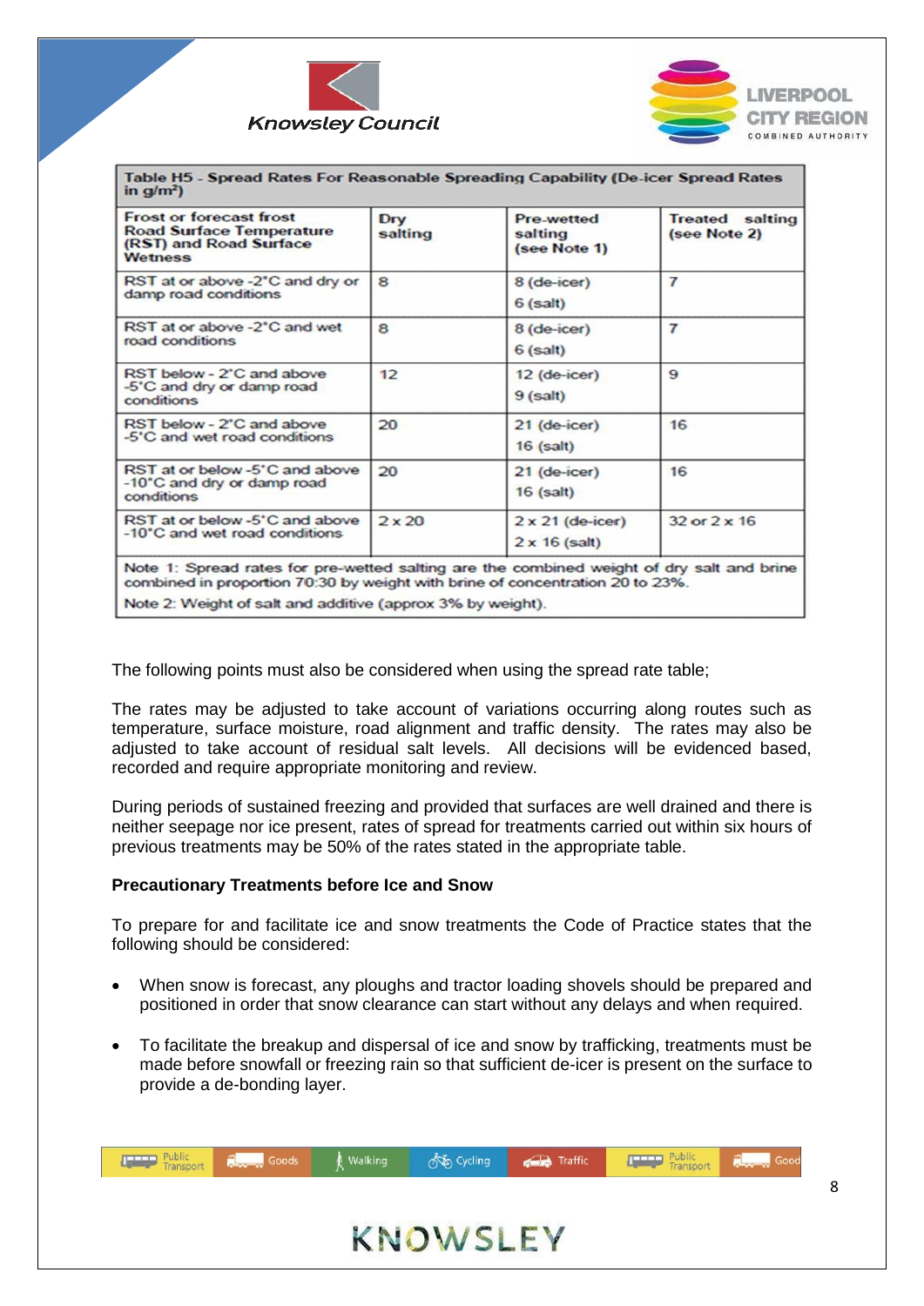| Table H5 - Spread Rates For Reasonable Spreading Capability (De-icer Spread Rates in g/m²) | | | |
|---|---|---|---|
| **Frost or forecast frost Road Surface Temperature (RST) and Road Surface Wetness** | **Dry salting** | **Pre-wetted salting (see Note 1)** | **Treated salting (see Note 2)** |
| RST at or above -2°C and dry or damp road conditions | 8 | 8 (de-icer)<br>6 (salt) | 7 |
| RST at or above -2°C and wet road conditions | 8 | 8 (de-icer)<br>6 (salt) | 7 |
| RST below - 2°C and above -5°C and dry or damp road conditions | 12 | 12 (de-icer)<br>9 (salt) | 9 |
| RST below - 2°C and above -5°C and wet road conditions | 20 | 21 (de-icer)<br>16 (salt) | 16 |
| RST at or below -5°C and above -10°C and dry or damp road conditions | 20 | 21 (de-icer)<br>16 (salt) | 16 |
| RST at or below -5°C and above -10°C and wet road conditions | 2 x 20 | 2 x 21 (de-icer)<br>2 x 16 (salt) | 32 or 2 x 16 |
| Note 1: Spread rates for pre-wetted salting are the combined weight of dry salt and brine combined in proportion 70:30 by weight with brine of concentration 20 to 23%.<br>Note 2: Weight of salt and additive (approx 3% by weight). | | | |

The following points must also be considered when using the spread rate table;

The rates may be adjusted to take account of variations occurring along routes such as temperature, surface moisture, road alignment and traffic density. The rates may also be adjusted to take account of residual salt levels. All decisions will be evidenced based, recorded and require appropriate monitoring and review.

During periods of sustained freezing and provided that surfaces are well drained and there is neither seepage nor ice present, rates of spread for treatments carried out within six hours of previous treatments may be 50% of the rates stated in the appropriate table.

**Precautionary Treatments before Ice and Snow**

To prepare for and facilitate ice and snow treatments the Code of Practice states that the following should be considered:

- When snow is forecast, any ploughs and tractor loading shovels should be prepared and positioned in order that snow clearance can start without any delays and when required.
- To facilitate the breakup and dispersal of ice and snow by trafficking, treatments must be made before snowfall or freezing rain so that sufficient de-icer is present on the surface to provide a de-bonding layer.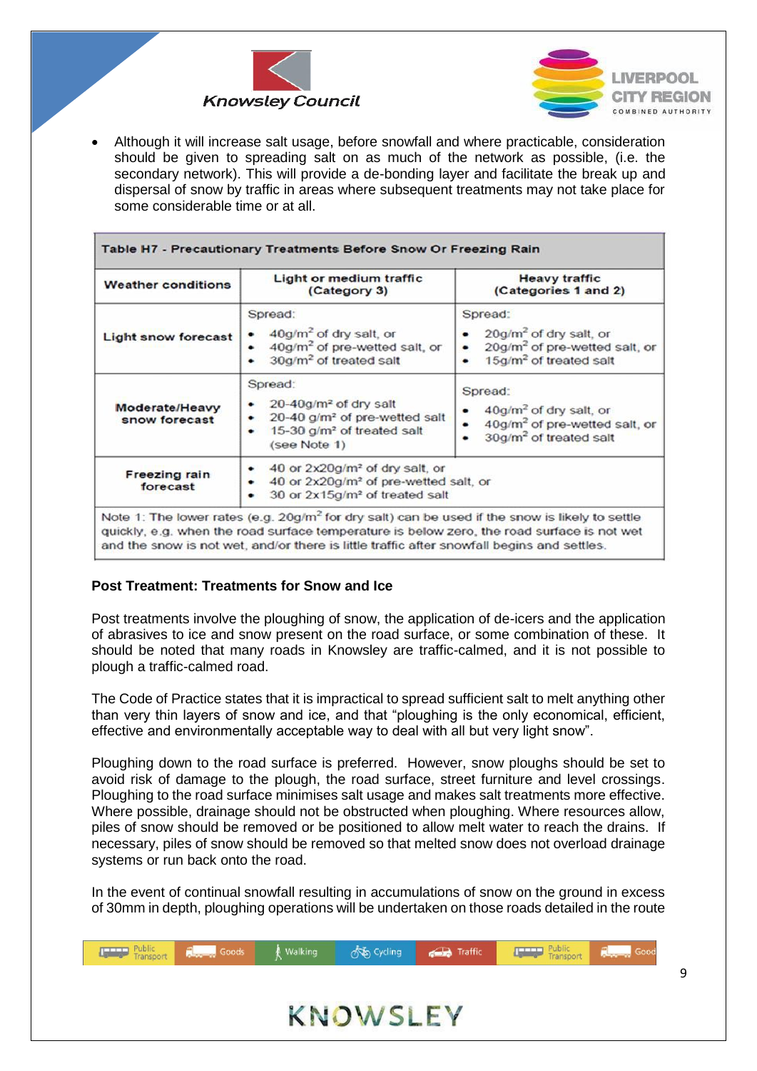- Although it will increase salt usage, before snowfall and where practicable, consideration should be given to spreading salt on as much of the network as possible, (i.e. the secondary network). This will provide a de-bonding layer and facilitate the break up and dispersal of snow by traffic in areas where subsequent treatments may not take place for some considerable time or at all.

| Table H7 - Precautionary Treatments Before Snow Or Freezing Rain | | |
|---|---|---|
| **Weather conditions** | **Light or medium traffic (Category 3)** | **Heavy traffic (Categories 1 and 2)** |
| **Light snow forecast** | Spread: <br>• 40g/m² of dry salt, or <br>• 40g/m² of pre-wetted salt, or <br>• 30g/m² of treated salt | Spread: <br>• 20g/m² of dry salt, or <br>• 20g/m² of pre-wetted salt, or <br>• 15g/m² of treated salt |
| **Moderate/Heavy snow forecast** | Spread: <br>• 20-40g/m² of dry salt <br>• 20-40 g/m² of pre-wetted salt <br>• 15-30 g/m² of treated salt (see Note 1) | Spread: <br>• 40g/m² of dry salt, or <br>• 40g/m² of pre-wetted salt, or <br>• 30g/m² of treated salt |
| **Freezing rain forecast** | • 40 or 2x20g/m² of dry salt, or <br>• 40 or 2x20g/m² of pre-wetted salt, or <br>• 30 or 2x15g/m² of treated salt | |
| Note 1: The lower rates (e.g. 20g/m² for dry salt) can be used if the snow is likely to settle quickly, e.g. when the road surface temperature is below zero, the road surface is not wet and the snow is not wet, and/or there is little traffic after snowfall begins and settles. | | |

**Post Treatment: Treatments for Snow and Ice**

Post treatments involve the ploughing of snow, the application of de-icers and the application of abrasives to ice and snow present on the road surface, or some combination of these. It should be noted that many roads in Knowsley are traffic-calmed, and it is not possible to plough a traffic-calmed road.

The Code of Practice states that it is impractical to spread sufficient salt to melt anything other than very thin layers of snow and ice, and that "ploughing is the only economical, efficient, effective and environmentally acceptable way to deal with all but very light snow".

Ploughing down to the road surface is preferred. However, snow ploughs should be set to avoid risk of damage to the plough, the road surface, street furniture and level crossings. Ploughing to the road surface minimises salt usage and makes salt treatments more effective. Where possible, drainage should not be obstructed when ploughing. Where resources allow, piles of snow should be removed or be positioned to allow melt water to reach the drains. If necessary, piles of snow should be removed so that melted snow does not overload drainage systems or run back onto the road.

In the event of continual snowfall resulting in accumulations of snow on the ground in excess of 30mm in depth, ploughing operations will be undertaken on those roads detailed in the route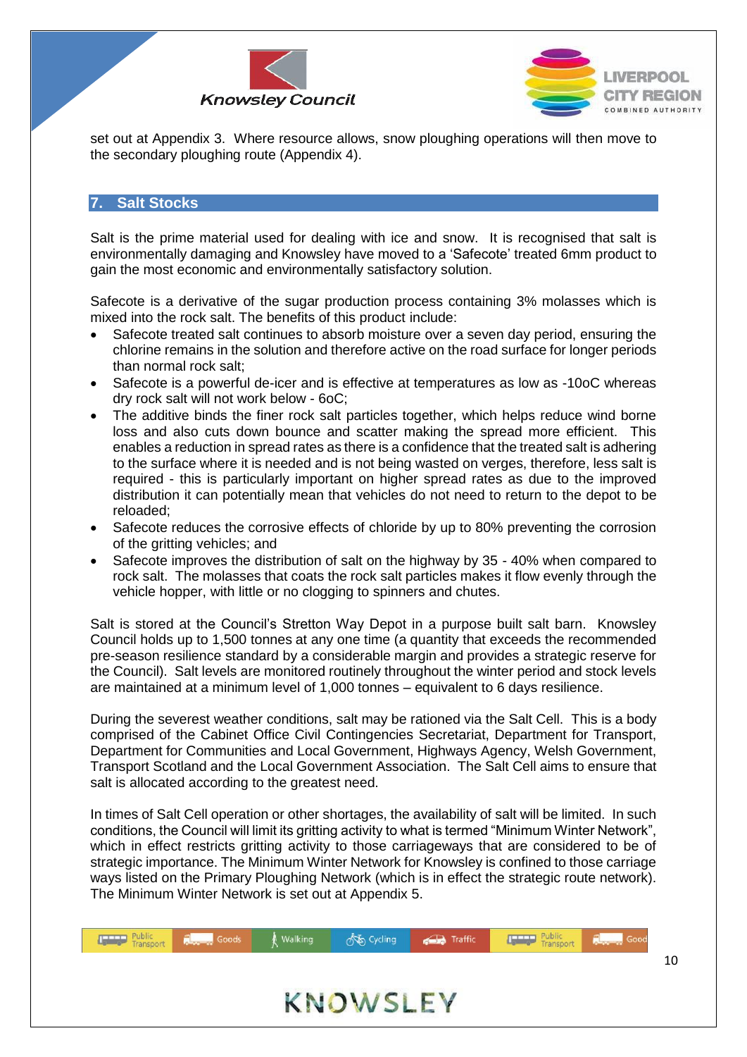set out at Appendix 3. Where resource allows, snow ploughing operations will then move to the secondary ploughing route (Appendix 4).

## 7. Salt Stocks

Salt is the prime material used for dealing with ice and snow. It is recognised that salt is environmentally damaging and Knowsley have moved to a 'Safecote' treated 6mm product to gain the most economic and environmentally satisfactory solution.

Safecote is a derivative of the sugar production process containing 3% molasses which is mixed into the rock salt. The benefits of this product include:

- Safecote treated salt continues to absorb moisture over a seven day period, ensuring the chlorine remains in the solution and therefore active on the road surface for longer periods than normal rock salt;
- Safecote is a powerful de-icer and is effective at temperatures as low as -10oC whereas dry rock salt will not work below - 6oC;
- The additive binds the finer rock salt particles together, which helps reduce wind borne loss and also cuts down bounce and scatter making the spread more efficient. This enables a reduction in spread rates as there is a confidence that the treated salt is adhering to the surface where it is needed and is not being wasted on verges, therefore, less salt is required - this is particularly important on higher spread rates as due to the improved distribution it can potentially mean that vehicles do not need to return to the depot to be reloaded;
- Safecote reduces the corrosive effects of chloride by up to 80% preventing the corrosion of the gritting vehicles; and
- Safecote improves the distribution of salt on the highway by 35 - 40% when compared to rock salt. The molasses that coats the rock salt particles makes it flow evenly through the vehicle hopper, with little or no clogging to spinners and chutes.

Salt is stored at the Council's Stretton Way Depot in a purpose built salt barn. Knowsley Council holds up to 1,500 tonnes at any one time (a quantity that exceeds the recommended pre-season resilience standard by a considerable margin and provides a strategic reserve for the Council). Salt levels are monitored routinely throughout the winter period and stock levels are maintained at a minimum level of 1,000 tonnes – equivalent to 6 days resilience.

During the severest weather conditions, salt may be rationed via the Salt Cell. This is a body comprised of the Cabinet Office Civil Contingencies Secretariat, Department for Transport, Department for Communities and Local Government, Highways Agency, Welsh Government, Transport Scotland and the Local Government Association. The Salt Cell aims to ensure that salt is allocated according to the greatest need.

In times of Salt Cell operation or other shortages, the availability of salt will be limited. In such conditions, the Council will limit its gritting activity to what is termed "Minimum Winter Network", which in effect restricts gritting activity to those carriageways that are considered to be of strategic importance. The Minimum Winter Network for Knowsley is confined to those carriage ways listed on the Primary Ploughing Network (which is in effect the strategic route network). The Minimum Winter Network is set out at Appendix 5.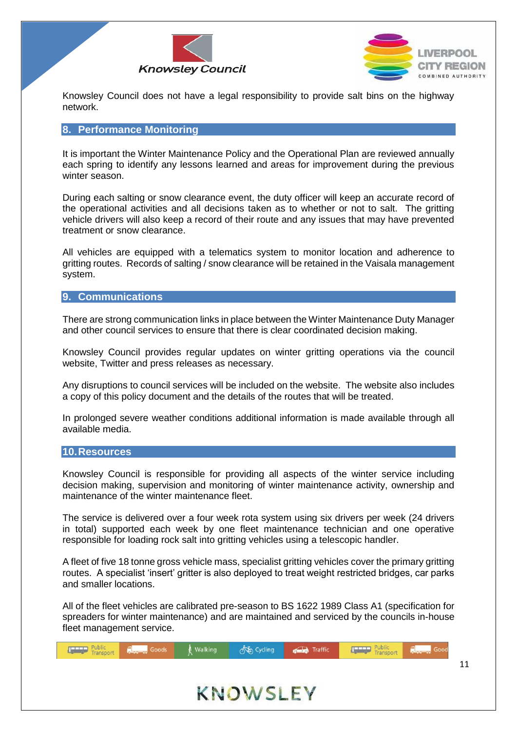Knowsley Council does not have a legal responsibility to provide salt bins on the highway network.

## 8. Performance Monitoring

It is important the Winter Maintenance Policy and the Operational Plan are reviewed annually each spring to identify any lessons learned and areas for improvement during the previous winter season.

During each salting or snow clearance event, the duty officer will keep an accurate record of the operational activities and all decisions taken as to whether or not to salt. The gritting vehicle drivers will also keep a record of their route and any issues that may have prevented treatment or snow clearance.

All vehicles are equipped with a telematics system to monitor location and adherence to gritting routes. Records of salting / snow clearance will be retained in the Vaisala management system.

## 9. Communications

There are strong communication links in place between the Winter Maintenance Duty Manager and other council services to ensure that there is clear coordinated decision making.

Knowsley Council provides regular updates on winter gritting operations via the council website, Twitter and press releases as necessary.

Any disruptions to council services will be included on the website. The website also includes a copy of this policy document and the details of the routes that will be treated.

In prolonged severe weather conditions additional information is made available through all available media.

## 10. Resources

Knowsley Council is responsible for providing all aspects of the winter service including decision making, supervision and monitoring of winter maintenance activity, ownership and maintenance of the winter maintenance fleet.

The service is delivered over a four week rota system using six drivers per week (24 drivers in total) supported each week by one fleet maintenance technician and one operative responsible for loading rock salt into gritting vehicles using a telescopic handler.

A fleet of five 18 tonne gross vehicle mass, specialist gritting vehicles cover the primary gritting routes. A specialist 'insert' gritter is also deployed to treat weight restricted bridges, car parks and smaller locations.

All of the fleet vehicles are calibrated pre-season to BS 1622 1989 Class A1 (specification for spreaders for winter maintenance) and are maintained and serviced by the councils in-house fleet management service.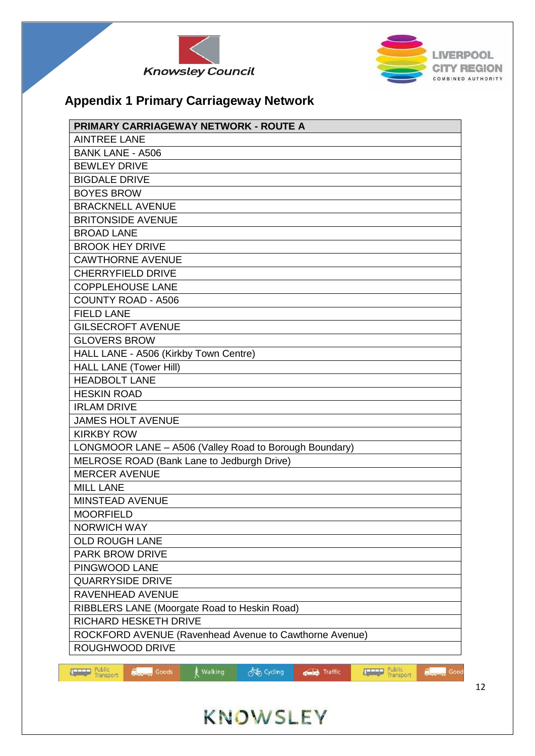## Appendix 1 Primary Carriageway Network

| PRIMARY CARRIAGEWAY NETWORK - ROUTE A |
|---|
| AINTREE LANE |
| BANK LANE - A506 |
| BEWLEY DRIVE |
| BIGDALE DRIVE |
| BOYES BROW |
| BRACKNELL AVENUE |
| BRITONSIDE AVENUE |
| BROAD LANE |
| BROOK HEY DRIVE |
| CAWTHORNE AVENUE |
| CHERRYFIELD DRIVE |
| COPPLEHOUSE LANE |
| COUNTY ROAD - A506 |
| FIELD LANE |
| GILSECROFT AVENUE |
| GLOVERS BROW |
| HALL LANE - A506 (Kirkby Town Centre) |
| HALL LANE (Tower Hill) |
| HEADBOLT LANE |
| HESKIN ROAD |
| IRLAM DRIVE |
| JAMES HOLT AVENUE |
| KIRKBY ROW |
| LONGMOOR LANE – A506 (Valley Road to Borough Boundary) |
| MELROSE ROAD (Bank Lane to Jedburgh Drive) |
| MERCER AVENUE |
| MILL LANE |
| MINSTEAD AVENUE |
| MOORFIELD |
| NORWICH WAY |
| OLD ROUGH LANE |
| PARK BROW DRIVE |
| PINGWOOD LANE |
| QUARRYSIDE DRIVE |
| RAVENHEAD AVENUE |
| RIBBLERS LANE (Moorgate Road to Heskin Road) |
| RICHARD HESKETH DRIVE |
| ROCKFORD AVENUE (Ravenhead Avenue to Cawthorne Avenue) |
| ROUGHWOOD DRIVE |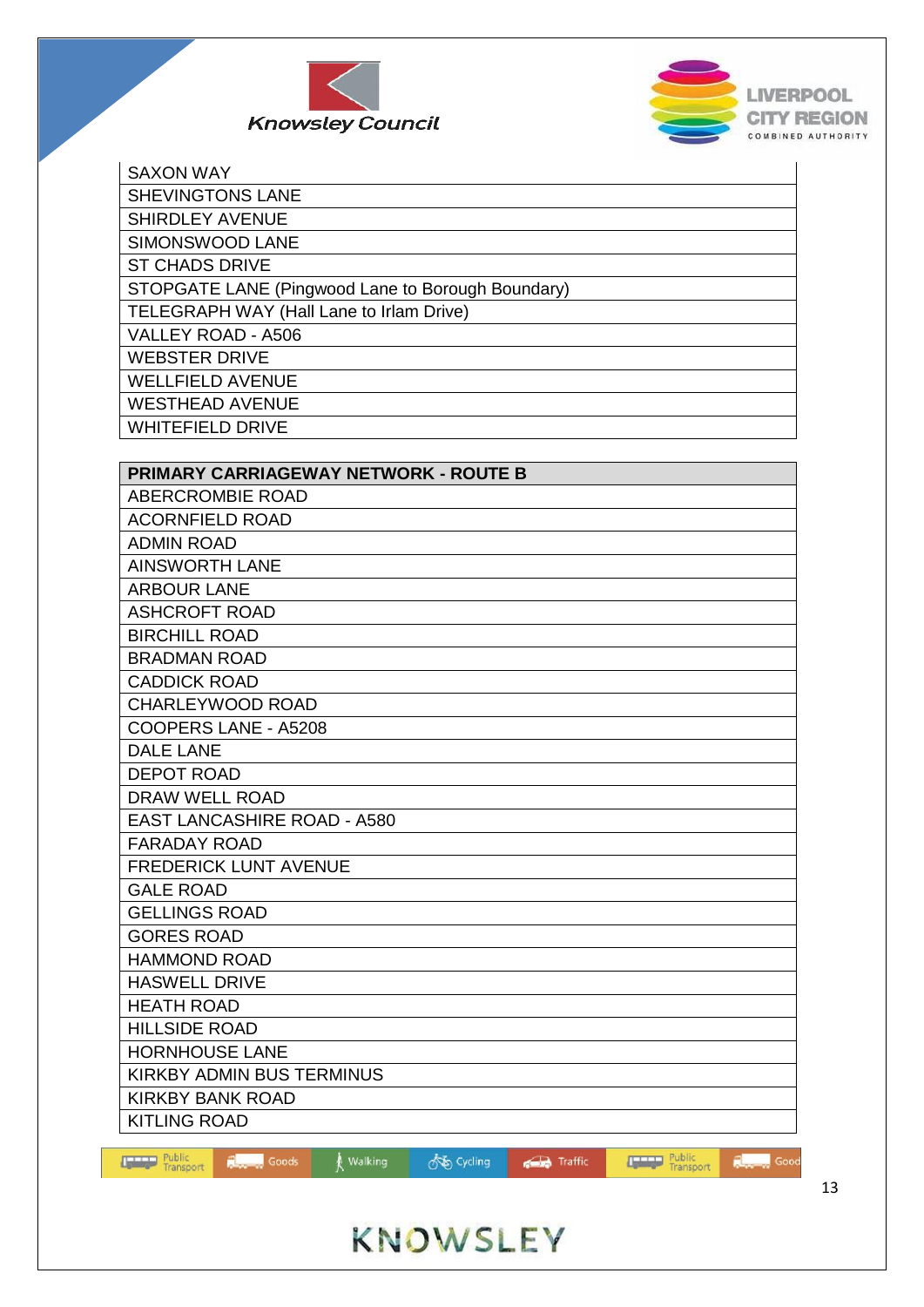| |
|---|
| SAXON WAY |
| SHEVINGTONS LANE |
| SHIRDLEY AVENUE |
| SIMONSWOOD LANE |
| ST CHADS DRIVE |
| STOPGATE LANE (Pingwood Lane to Borough Boundary) |
| TELEGRAPH WAY (Hall Lane to Irlam Drive) |
| VALLEY ROAD - A506 |
| WEBSTER DRIVE |
| WELLFIELD AVENUE |
| WESTHEAD AVENUE |
| WHITEFIELD DRIVE |

| **PRIMARY CARRIAGEWAY NETWORK - ROUTE B** |
|---|
| ABERCROMBIE ROAD |
| ACORNFIELD ROAD |
| ADMIN ROAD |
| AINSWORTH LANE |
| ARBOUR LANE |
| ASHCROFT ROAD |
| BIRCHILL ROAD |
| BRADMAN ROAD |
| CADDICK ROAD |
| CHARLEYWOOD ROAD |
| COOPERS LANE - A5208 |
| DALE LANE |
| DEPOT ROAD |
| DRAW WELL ROAD |
| EAST LANCASHIRE ROAD - A580 |
| FARADAY ROAD |
| FREDERICK LUNT AVENUE |
| GALE ROAD |
| GELLINGS ROAD |
| GORES ROAD |
| HAMMOND ROAD |
| HASWELL DRIVE |
| HEATH ROAD |
| HILLSIDE ROAD |
| HORNHOUSE LANE |
| KIRKBY ADMIN BUS TERMINUS |
| KIRKBY BANK ROAD |
| KITLING ROAD |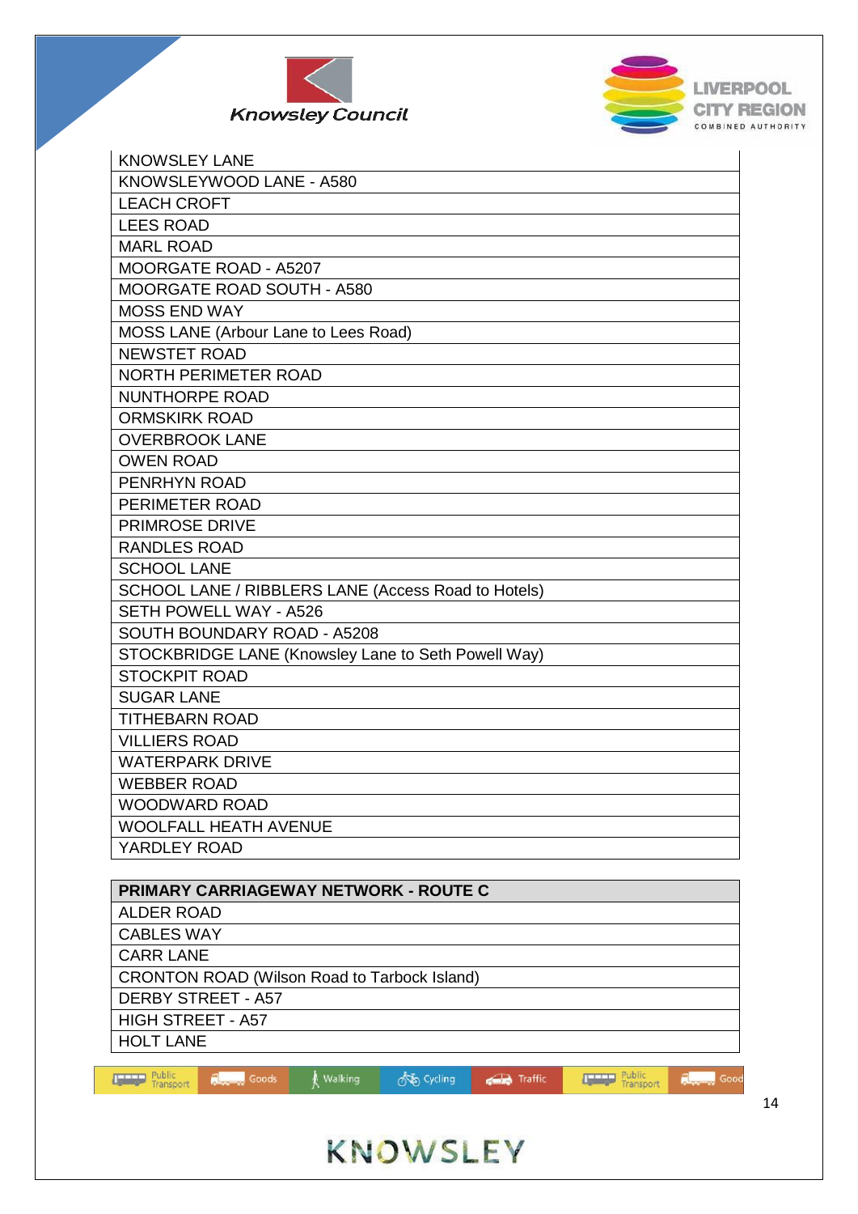| KNOWSLEY LANE |
| --- |
| KNOWSLEYWOOD LANE - A580 |
| LEACH CROFT |
| LEES ROAD |
| MARL ROAD |
| MOORGATE ROAD - A5207 |
| MOORGATE ROAD SOUTH - A580 |
| MOSS END WAY |
| MOSS LANE (Arbour Lane to Lees Road) |
| NEWSTET ROAD |
| NORTH PERIMETER ROAD |
| NUNTHORPE ROAD |
| ORMSKIRK ROAD |
| OVERBROOK LANE |
| OWEN ROAD |
| PENRHYN ROAD |
| PERIMETER ROAD |
| PRIMROSE DRIVE |
| RANDLES ROAD |
| SCHOOL LANE |
| SCHOOL LANE / RIBBLERS LANE (Access Road to Hotels) |
| SETH POWELL WAY - A526 |
| SOUTH BOUNDARY ROAD - A5208 |
| STOCKBRIDGE LANE (Knowsley Lane to Seth Powell Way) |
| STOCKPIT ROAD |
| SUGAR LANE |
| TITHEBARN ROAD |
| VILLIERS ROAD |
| WATERPARK DRIVE |
| WEBBER ROAD |
| WOODWARD ROAD |
| WOOLFALL HEATH AVENUE |
| YARDLEY ROAD |

| **PRIMARY CARRIAGEWAY NETWORK - ROUTE C** |
| --- |
| ALDER ROAD |
| CABLES WAY |
| CARR LANE |
| CRONTON ROAD (Wilson Road to Tarbock Island) |
| DERBY STREET - A57 |
| HIGH STREET - A57 |
| HOLT LANE |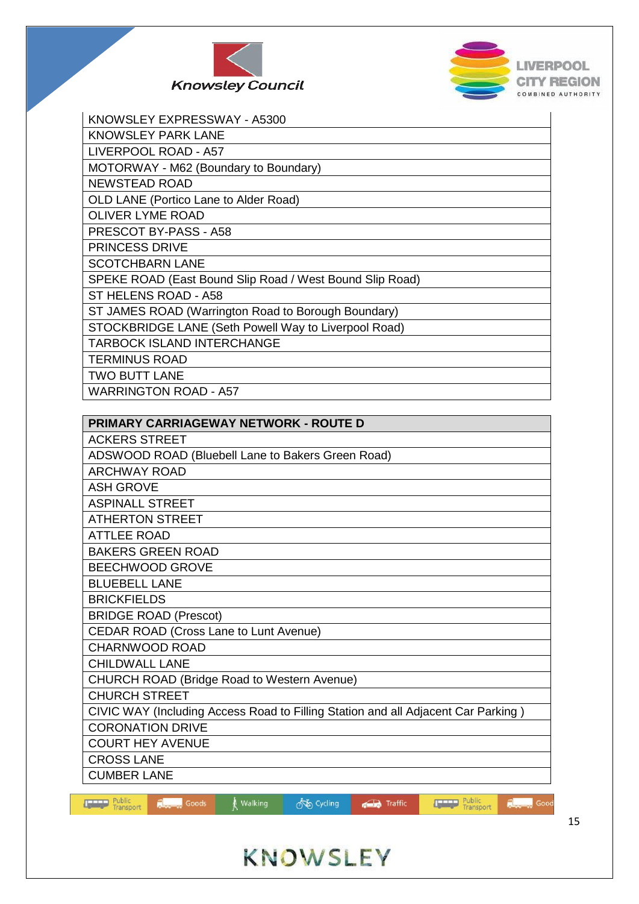| KNOWSLEY EXPRESSWAY - A5300 |
|---|
| KNOWSLEY PARK LANE |
| LIVERPOOL ROAD - A57 |
| MOTORWAY - M62 (Boundary to Boundary) |
| NEWSTEAD ROAD |
| OLD LANE (Portico Lane to Alder Road) |
| OLIVER LYME ROAD |
| PRESCOT BY-PASS - A58 |
| PRINCESS DRIVE |
| SCOTCHBARN LANE |
| SPEKE ROAD (East Bound Slip Road / West Bound Slip Road) |
| ST HELENS ROAD - A58 |
| ST JAMES ROAD (Warrington Road to Borough Boundary) |
| STOCKBRIDGE LANE (Seth Powell Way to Liverpool Road) |
| TARBOCK ISLAND INTERCHANGE |
| TERMINUS ROAD |
| TWO BUTT LANE |
| WARRINGTON ROAD - A57 |

| PRIMARY CARRIAGEWAY NETWORK - ROUTE D |
|---|
| ACKERS STREET |
| ADSWOOD ROAD (Bluebell Lane to Bakers Green Road) |
| ARCHWAY ROAD |
| ASH GROVE |
| ASPINALL STREET |
| ATHERTON STREET |
| ATTLEE ROAD |
| BAKERS GREEN ROAD |
| BEECHWOOD GROVE |
| BLUEBELL LANE |
| BRICKFIELDS |
| BRIDGE ROAD (Prescot) |
| CEDAR ROAD (Cross Lane to Lunt Avenue) |
| CHARNWOOD ROAD |
| CHILDWALL LANE |
| CHURCH ROAD (Bridge Road to Western Avenue) |
| CHURCH STREET |
| CIVIC WAY (Including Access Road to Filling Station and all Adjacent Car Parking ) |
| CORONATION DRIVE |
| COURT HEY AVENUE |
| CROSS LANE |
| CUMBER LANE |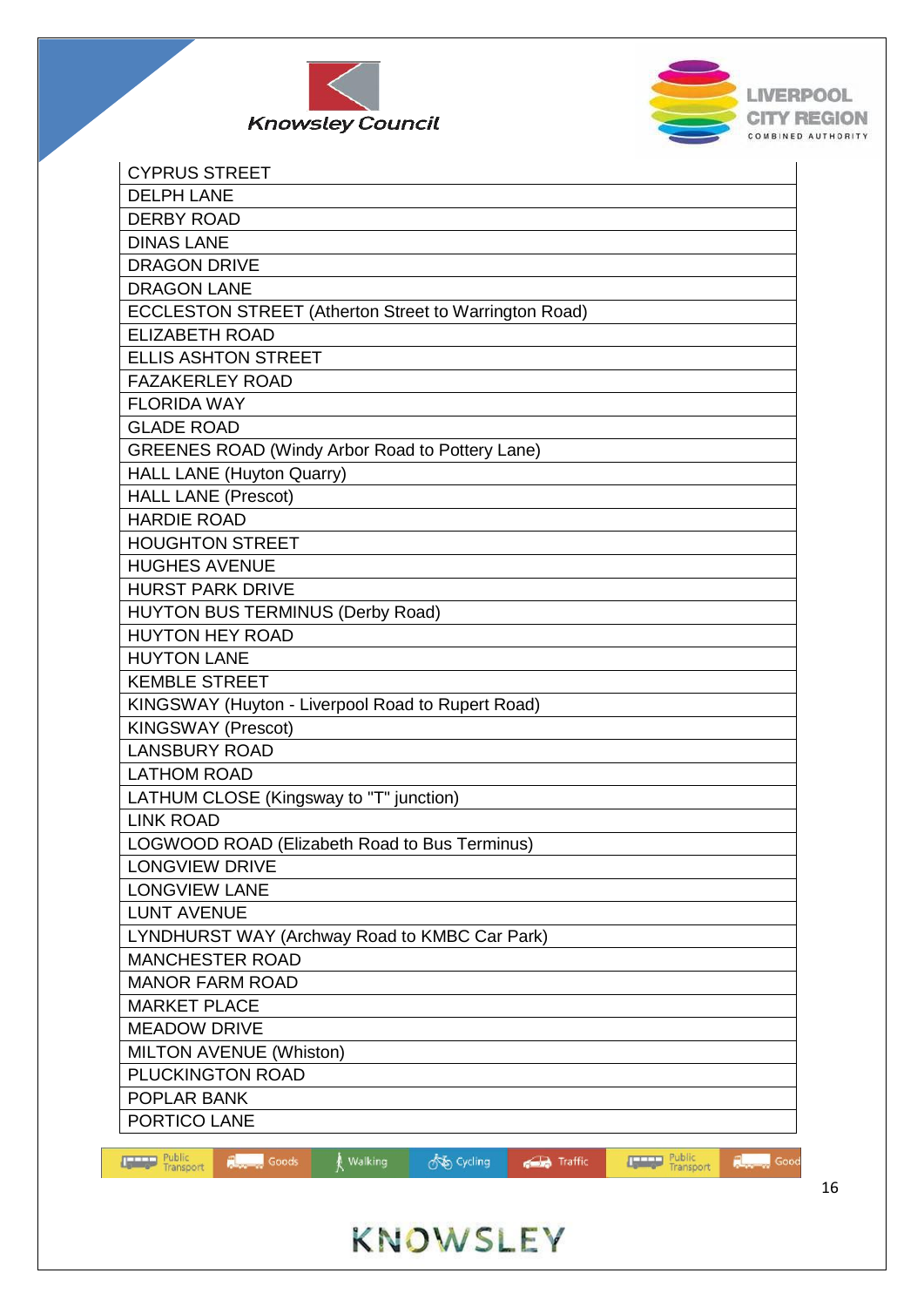| CYPRUS STREET |
|---|
| DELPH LANE |
| DERBY ROAD |
| DINAS LANE |
| DRAGON DRIVE |
| DRAGON LANE |
| ECCLESTON STREET (Atherton Street to Warrington Road) |
| ELIZABETH ROAD |
| ELLIS ASHTON STREET |
| FAZAKERLEY ROAD |
| FLORIDA WAY |
| GLADE ROAD |
| GREENES ROAD (Windy Arbor Road to Pottery Lane) |
| HALL LANE (Huyton Quarry) |
| HALL LANE (Prescot) |
| HARDIE ROAD |
| HOUGHTON STREET |
| HUGHES AVENUE |
| HURST PARK DRIVE |
| HUYTON BUS TERMINUS (Derby Road) |
| HUYTON HEY ROAD |
| HUYTON LANE |
| KEMBLE STREET |
| KINGSWAY (Huyton - Liverpool Road to Rupert Road) |
| KINGSWAY (Prescot) |
| LANSBURY ROAD |
| LATHOM ROAD |
| LATHUM CLOSE (Kingsway to "T" junction) |
| LINK ROAD |
| LOGWOOD ROAD (Elizabeth Road to Bus Terminus) |
| LONGVIEW DRIVE |
| LONGVIEW LANE |
| LUNT AVENUE |
| LYNDHURST WAY (Archway Road to KMBC Car Park) |
| MANCHESTER ROAD |
| MANOR FARM ROAD |
| MARKET PLACE |
| MEADOW DRIVE |
| MILTON AVENUE (Whiston) |
| PLUCKINGTON ROAD |
| POPLAR BANK |
| PORTICO LANE |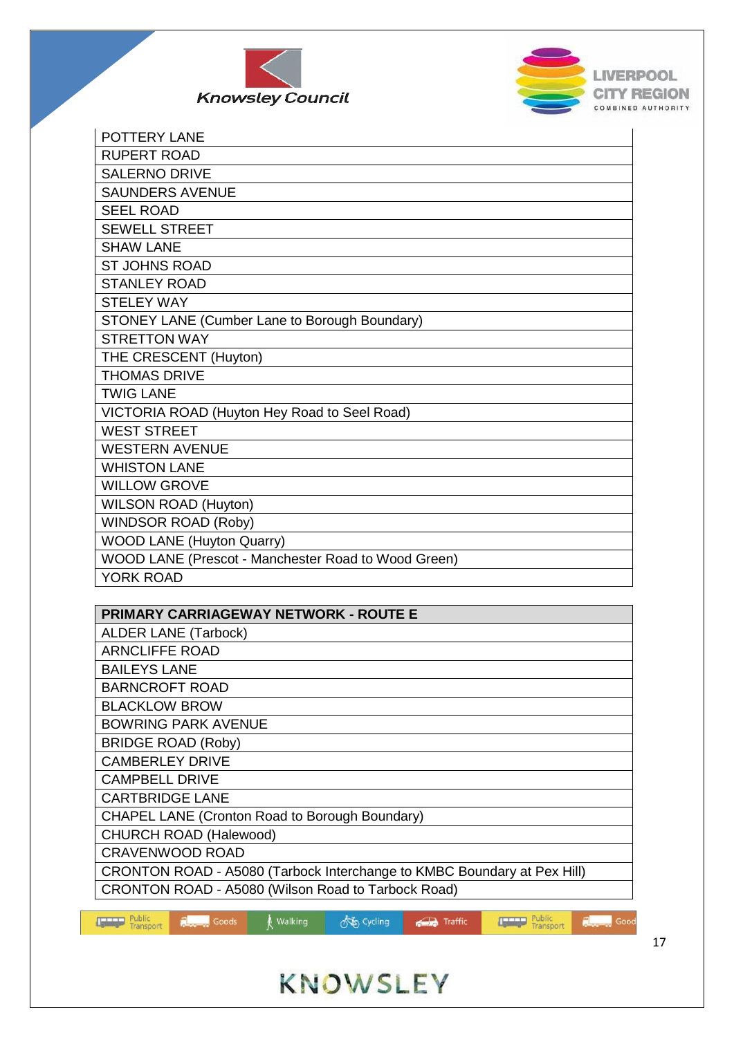| |
|---|
| POTTERY LANE |
| RUPERT ROAD |
| SALERNO DRIVE |
| SAUNDERS AVENUE |
| SEEL ROAD |
| SEWELL STREET |
| SHAW LANE |
| ST JOHNS ROAD |
| STANLEY ROAD |
| STELEY WAY |
| STONEY LANE (Cumber Lane to Borough Boundary) |
| STRETTON WAY |
| THE CRESCENT (Huyton) |
| THOMAS DRIVE |
| TWIG LANE |
| VICTORIA ROAD (Huyton Hey Road to Seel Road) |
| WEST STREET |
| WESTERN AVENUE |
| WHISTON LANE |
| WILLOW GROVE |
| WILSON ROAD (Huyton) |
| WINDSOR ROAD (Roby) |
| WOOD LANE (Huyton Quarry) |
| WOOD LANE (Prescot - Manchester Road to Wood Green) |
| YORK ROAD |

| **PRIMARY CARRIAGEWAY NETWORK - ROUTE E** |
|---|
| ALDER LANE (Tarbock) |
| ARNCLIFFE ROAD |
| BAILEYS LANE |
| BARNCROFT ROAD |
| BLACKLOW BROW |
| BOWRING PARK AVENUE |
| BRIDGE ROAD (Roby) |
| CAMBERLEY DRIVE |
| CAMPBELL DRIVE |
| CARTBRIDGE LANE |
| CHAPEL LANE (Cronton Road to Borough Boundary) |
| CHURCH ROAD (Halewood) |
| CRAVENWOOD ROAD |
| CRONTON ROAD - A5080 (Tarbock Interchange to KMBC Boundary at Pex Hill) |
| CRONTON ROAD - A5080 (Wilson Road to Tarbock Road) |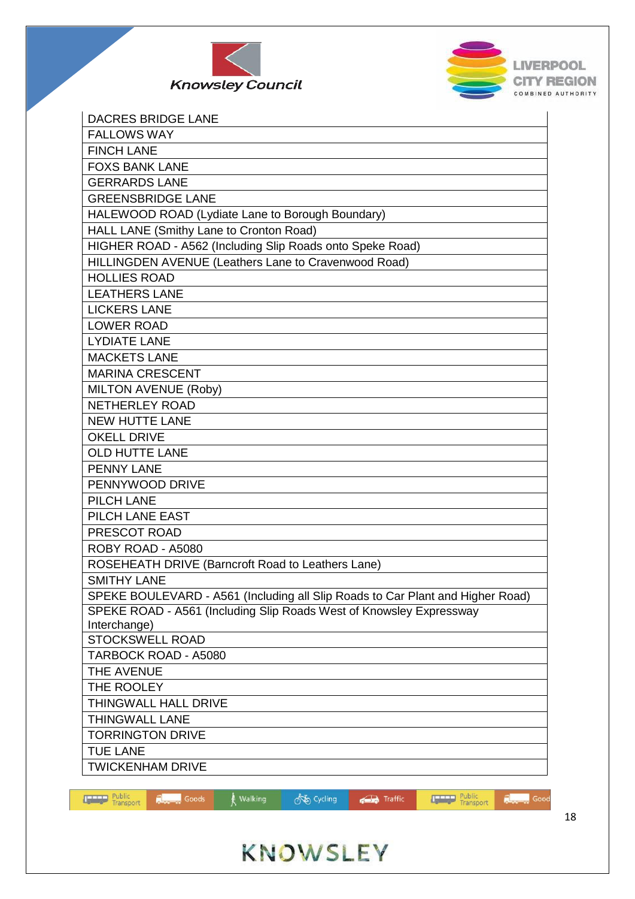| DACRES BRIDGE LANE |
|---|
| FALLOWS WAY |
| FINCH LANE |
| FOXS BANK LANE |
| GERRARDS LANE |
| GREENSBRIDGE LANE |
| HALEWOOD ROAD (Lydiate Lane to Borough Boundary) |
| HALL LANE (Smithy Lane to Cronton Road) |
| HIGHER ROAD - A562 (Including Slip Roads onto Speke Road) |
| HILLINGDEN AVENUE (Leathers Lane to Cravenwood Road) |
| HOLLIES ROAD |
| LEATHERS LANE |
| LICKERS LANE |
| LOWER ROAD |
| LYDIATE LANE |
| MACKETS LANE |
| MARINA CRESCENT |
| MILTON AVENUE (Roby) |
| NETHERLEY ROAD |
| NEW HUTTE LANE |
| OKELL DRIVE |
| OLD HUTTE LANE |
| PENNY LANE |
| PENNYWOOD DRIVE |
| PILCH LANE |
| PILCH LANE EAST |
| PRESCOT ROAD |
| ROBY ROAD - A5080 |
| ROSEHEATH DRIVE (Barncroft Road to Leathers Lane) |
| SMITHY LANE |
| SPEKE BOULEVARD - A561 (Including all Slip Roads to Car Plant and Higher Road) |
| SPEKE ROAD - A561 (Including Slip Roads West of Knowsley Expressway Interchange) |
| STOCKSWELL ROAD |
| TARBOCK ROAD - A5080 |
| THE AVENUE |
| THE ROOLEY |
| THINGWALL HALL DRIVE |
| THINGWALL LANE |
| TORRINGTON DRIVE |
| TUE LANE |
| TWICKENHAM DRIVE |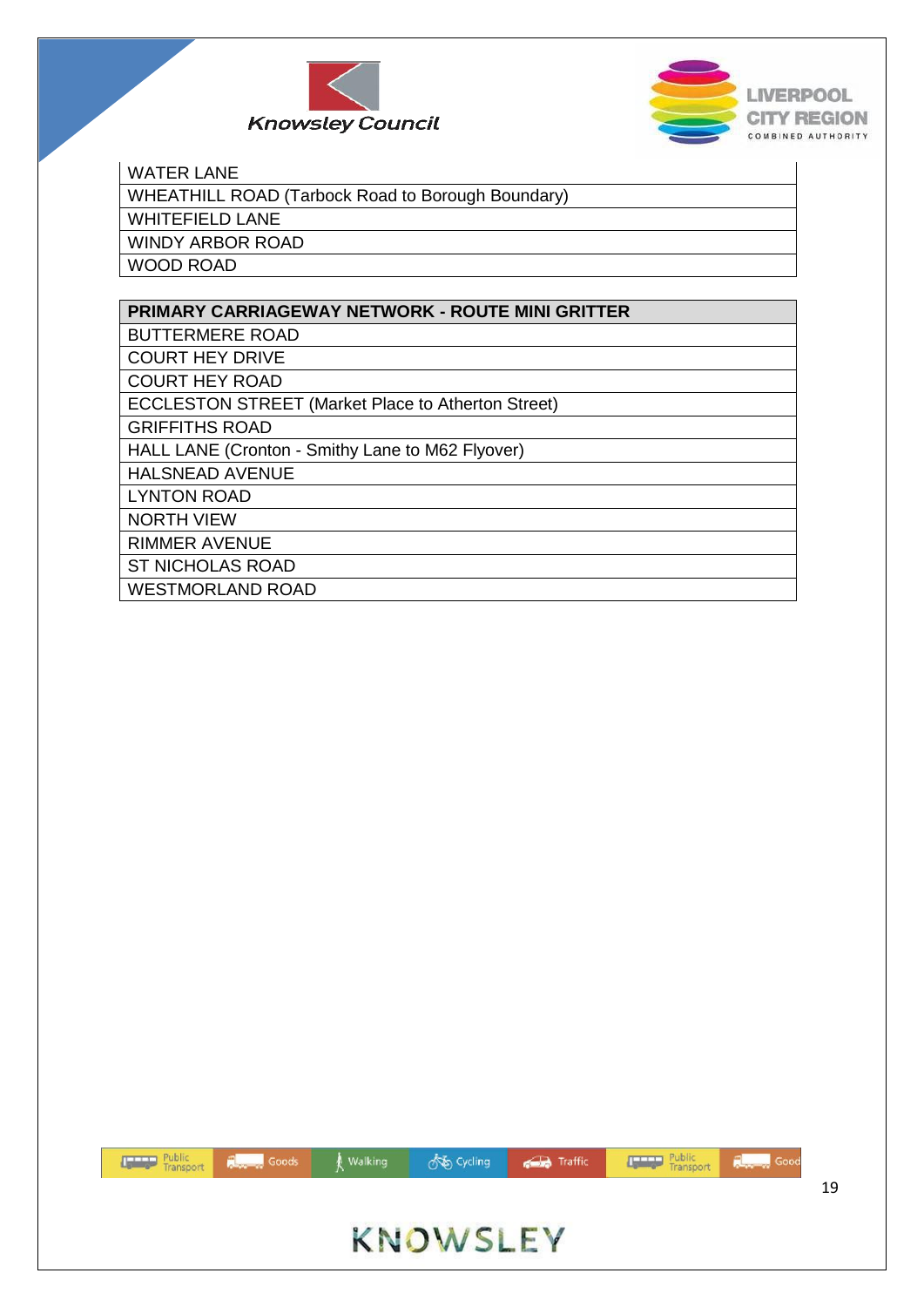| WATER LANE |
|---|
| WHEATHILL ROAD (Tarbock Road to Borough Boundary) |
| WHITEFIELD LANE |
| WINDY ARBOR ROAD |
| WOOD ROAD |

| PRIMARY CARRIAGEWAY NETWORK - ROUTE MINI GRITTER |
|---|
| BUTTERMERE ROAD |
| COURT HEY DRIVE |
| COURT HEY ROAD |
| ECCLESTON STREET (Market Place to Atherton Street) |
| GRIFFITHS ROAD |
| HALL LANE (Cronton - Smithy Lane to M62 Flyover) |
| HALSNEAD AVENUE |
| LYNTON ROAD |
| NORTH VIEW |
| RIMMER AVENUE |
| ST NICHOLAS ROAD |
| WESTMORLAND ROAD |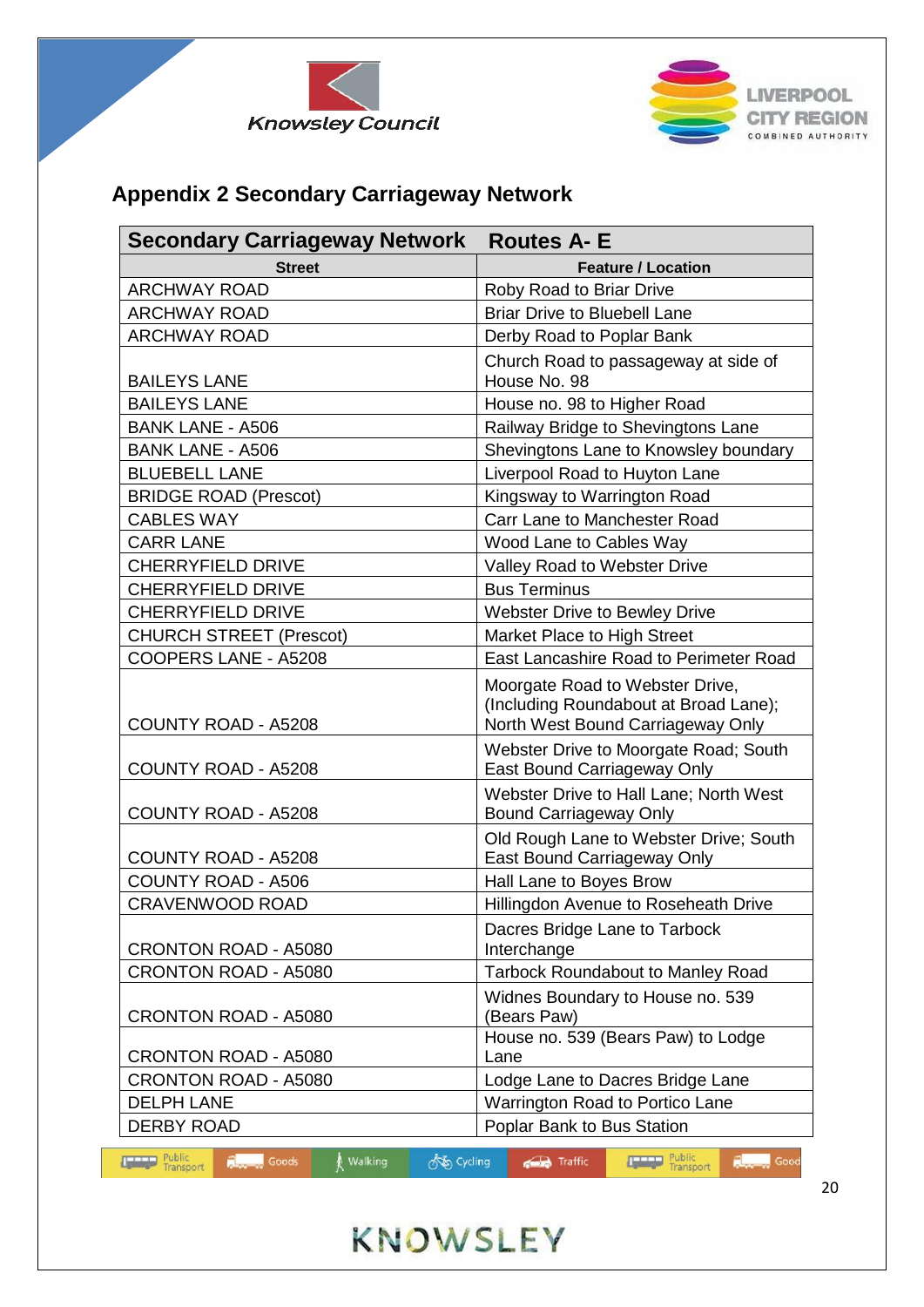## Appendix 2 Secondary Carriageway Network

| Secondary Carriageway Network | Routes A- E |
|---|---|
| **Street** | **Feature / Location** |
| ARCHWAY ROAD | Roby Road to Briar Drive |
| ARCHWAY ROAD | Briar Drive to Bluebell Lane |
| ARCHWAY ROAD | Derby Road to Poplar Bank |
| BAILEYS LANE | Church Road to passageway at side of House No. 98 |
| BAILEYS LANE | House no. 98 to Higher Road |
| BANK LANE - A506 | Railway Bridge to Shevingtons Lane |
| BANK LANE - A506 | Shevingtons Lane to Knowsley boundary |
| BLUEBELL LANE | Liverpool Road to Huyton Lane |
| BRIDGE ROAD (Prescot) | Kingsway to Warrington Road |
| CABLES WAY | Carr Lane to Manchester Road |
| CARR LANE | Wood Lane to Cables Way |
| CHERRYFIELD DRIVE | Valley Road to Webster Drive |
| CHERRYFIELD DRIVE | Bus Terminus |
| CHERRYFIELD DRIVE | Webster Drive to Bewley Drive |
| CHURCH STREET (Prescot) | Market Place to High Street |
| COOPERS LANE - A5208 | East Lancashire Road to Perimeter Road |
| COUNTY ROAD - A5208 | Moorgate Road to Webster Drive, (Including Roundabout at Broad Lane); North West Bound Carriageway Only |
| COUNTY ROAD - A5208 | Webster Drive to Moorgate Road; South East Bound Carriageway Only |
| COUNTY ROAD - A5208 | Webster Drive to Hall Lane; North West Bound Carriageway Only |
| COUNTY ROAD - A5208 | Old Rough Lane to Webster Drive; South East Bound Carriageway Only |
| COUNTY ROAD - A506 | Hall Lane to Boyes Brow |
| CRAVENWOOD ROAD | Hillingdon Avenue to Roseheath Drive |
| CRONTON ROAD - A5080 | Dacres Bridge Lane to Tarbock Interchange |
| CRONTON ROAD - A5080 | Tarbock Roundabout to Manley Road |
| CRONTON ROAD - A5080 | Widnes Boundary to House no. 539 (Bears Paw) |
| CRONTON ROAD - A5080 | House no. 539 (Bears Paw) to Lodge Lane |
| CRONTON ROAD - A5080 | Lodge Lane to Dacres Bridge Lane |
| DELPH LANE | Warrington Road to Portico Lane |
| DERBY ROAD | Poplar Bank to Bus Station |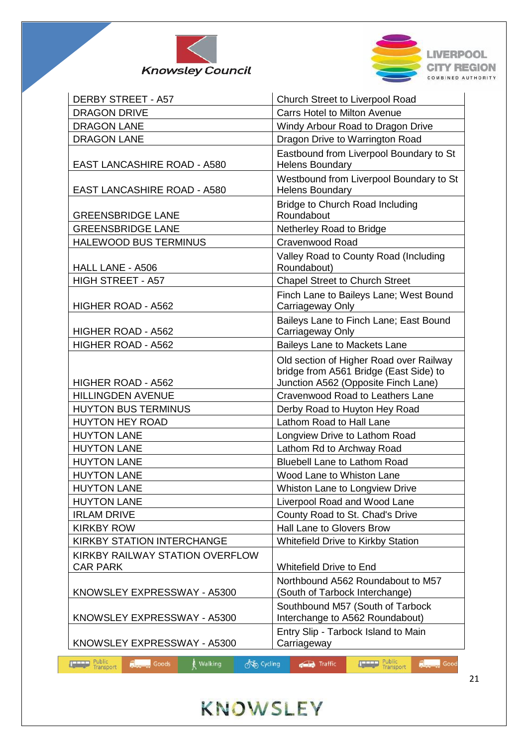| | |
|---|---|
| DERBY STREET - A57 | Church Street to Liverpool Road |
| DRAGON DRIVE | Carrs Hotel to Milton Avenue |
| DRAGON LANE | Windy Arbour Road to Dragon Drive |
| DRAGON LANE | Dragon Drive to Warrington Road |
| EAST LANCASHIRE ROAD - A580 | Eastbound from Liverpool Boundary to St Helens Boundary |
| EAST LANCASHIRE ROAD - A580 | Westbound from Liverpool Boundary to St Helens Boundary |
| GREENSBRIDGE LANE | Bridge to Church Road Including Roundabout |
| GREENSBRIDGE LANE | Netherley Road to Bridge |
| HALEWOOD BUS TERMINUS | Cravenwood Road |
| HALL LANE - A506 | Valley Road to County Road (Including Roundabout) |
| HIGH STREET - A57 | Chapel Street to Church Street |
| HIGHER ROAD - A562 | Finch Lane to Baileys Lane; West Bound Carriageway Only |
| HIGHER ROAD - A562 | Baileys Lane to Finch Lane; East Bound Carriageway Only |
| HIGHER ROAD - A562 | Baileys Lane to Mackets Lane |
| HIGHER ROAD - A562 | Old section of Higher Road over Railway bridge from A561 Bridge (East Side) to Junction A562 (Opposite Finch Lane) |
| HILLINGDEN AVENUE | Cravenwood Road to Leathers Lane |
| HUYTON BUS TERMINUS | Derby Road to Huyton Hey Road |
| HUYTON HEY ROAD | Lathom Road to Hall Lane |
| HUYTON LANE | Longview Drive to Lathom Road |
| HUYTON LANE | Lathom Rd to Archway Road |
| HUYTON LANE | Bluebell Lane to Lathom Road |
| HUYTON LANE | Wood Lane to Whiston Lane |
| HUYTON LANE | Whiston Lane to Longview Drive |
| HUYTON LANE | Liverpool Road and Wood Lane |
| IRLAM DRIVE | County Road to St. Chad's Drive |
| KIRKBY ROW | Hall Lane to Glovers Brow |
| KIRKBY STATION INTERCHANGE | Whitefield Drive to Kirkby Station |
| KIRKBY RAILWAY STATION OVERFLOW CAR PARK | Whitefield Drive to End |
| KNOWSLEY EXPRESSWAY - A5300 | Northbound A562 Roundabout to M57 (South of Tarbock Interchange) |
| KNOWSLEY EXPRESSWAY - A5300 | Southbound M57 (South of Tarbock Interchange to A562 Roundabout) |
| KNOWSLEY EXPRESSWAY - A5300 | Entry Slip - Tarbock Island to Main Carriageway |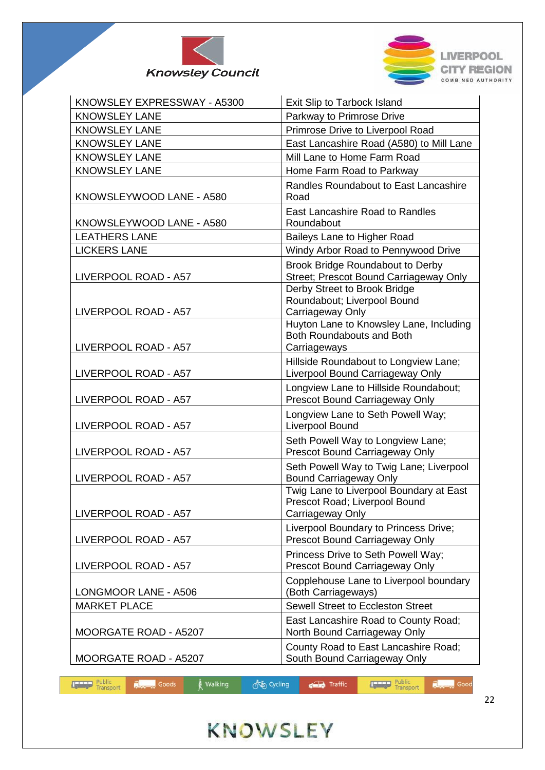| KNOWSLEY EXPRESSWAY - A5300 | Exit Slip to Tarbock Island |
|---|---|
| KNOWSLEY LANE | Parkway to Primrose Drive |
| KNOWSLEY LANE | Primrose Drive to Liverpool Road |
| KNOWSLEY LANE | East Lancashire Road (A580) to Mill Lane |
| KNOWSLEY LANE | Mill Lane to Home Farm Road |
| KNOWSLEY LANE | Home Farm Road to Parkway |
| KNOWSLEYWOOD LANE - A580 | Randles Roundabout to East Lancashire Road |
| KNOWSLEYWOOD LANE - A580 | East Lancashire Road to Randles Roundabout |
| LEATHERS LANE | Baileys Lane to Higher Road |
| LICKERS LANE | Windy Arbor Road to Pennywood Drive |
| LIVERPOOL ROAD - A57 | Brook Bridge Roundabout to Derby Street; Prescot Bound Carriageway Only |
| LIVERPOOL ROAD - A57 | Derby Street to Brook Bridge Roundabout; Liverpool Bound Carriageway Only |
| LIVERPOOL ROAD - A57 | Huyton Lane to Knowsley Lane, Including Both Roundabouts and Both Carriageways |
| LIVERPOOL ROAD - A57 | Hillside Roundabout to Longview Lane; Liverpool Bound Carriageway Only |
| LIVERPOOL ROAD - A57 | Longview Lane to Hillside Roundabout; Prescot Bound Carriageway Only |
| LIVERPOOL ROAD - A57 | Longview Lane to Seth Powell Way; Liverpool Bound |
| LIVERPOOL ROAD - A57 | Seth Powell Way to Longview Lane; Prescot Bound Carriageway Only |
| LIVERPOOL ROAD - A57 | Seth Powell Way to Twig Lane; Liverpool Bound Carriageway Only |
| LIVERPOOL ROAD - A57 | Twig Lane to Liverpool Boundary at East Prescot Road; Liverpool Bound Carriageway Only |
| LIVERPOOL ROAD - A57 | Liverpool Boundary to Princess Drive; Prescot Bound Carriageway Only |
| LIVERPOOL ROAD - A57 | Princess Drive to Seth Powell Way; Prescot Bound Carriageway Only |
| LONGMOOR LANE - A506 | Copplehouse Lane to Liverpool boundary (Both Carriageways) |
| MARKET PLACE | Sewell Street to Eccleston Street |
| MOORGATE ROAD - A5207 | East Lancashire Road to County Road; North Bound Carriageway Only |
| MOORGATE ROAD - A5207 | County Road to East Lancashire Road; South Bound Carriageway Only |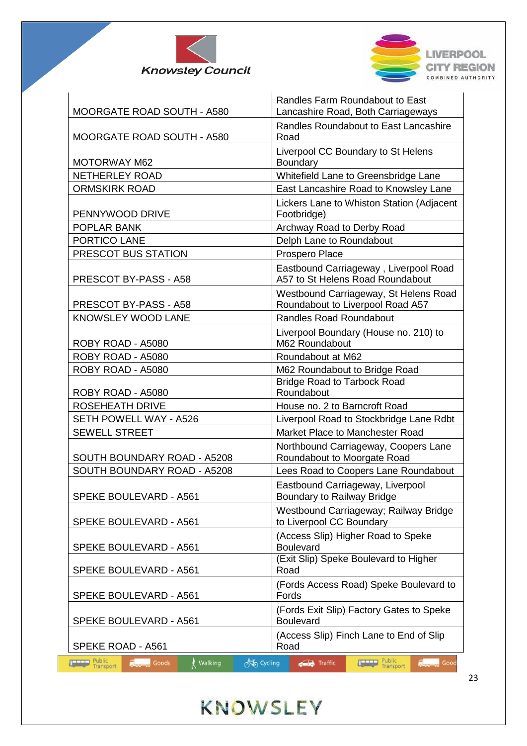| | |
|---|---|
| MOORGATE ROAD SOUTH - A580 | Randles Farm Roundabout to East Lancashire Road, Both Carriageways |
| MOORGATE ROAD SOUTH - A580 | Randles Roundabout to East Lancashire Road |
| MOTORWAY M62 | Liverpool CC Boundary to St Helens Boundary |
| NETHERLEY ROAD | Whitefield Lane to Greensbridge Lane |
| ORMSKIRK ROAD | East Lancashire Road to Knowsley Lane |
| PENNYWOOD DRIVE | Lickers Lane to Whiston Station (Adjacent Footbridge) |
| POPLAR BANK | Archway Road to Derby Road |
| PORTICO LANE | Delph Lane to Roundabout |
| PRESCOT BUS STATION | Prospero Place |
| PRESCOT BY-PASS - A58 | Eastbound Carriageway , Liverpool Road A57 to St Helens Road Roundabout |
| PRESCOT BY-PASS - A58 | Westbound Carriageway, St Helens Road Roundabout to Liverpool Road A57 |
| KNOWSLEY WOOD LANE | Randles Road Roundabout |
| ROBY ROAD - A5080 | Liverpool Boundary (House no. 210) to M62 Roundabout |
| ROBY ROAD - A5080 | Roundabout at M62 |
| ROBY ROAD - A5080 | M62 Roundabout to Bridge Road |
| ROBY ROAD - A5080 | Bridge Road to Tarbock Road Roundabout |
| ROSEHEATH DRIVE | House no. 2 to Barncroft Road |
| SETH POWELL WAY - A526 | Liverpool Road to Stockbridge Lane Rdbt |
| SEWELL STREET | Market Place to Manchester Road |
| SOUTH BOUNDARY ROAD - A5208 | Northbound Carriageway, Coopers Lane Roundabout to Moorgate Road |
| SOUTH BOUNDARY ROAD - A5208 | Lees Road to Coopers Lane Roundabout |
| SPEKE BOULEVARD - A561 | Eastbound Carriageway, Liverpool Boundary to Railway Bridge |
| SPEKE BOULEVARD - A561 | Westbound Carriageway; Railway Bridge to Liverpool CC Boundary |
| SPEKE BOULEVARD - A561 | (Access Slip) Higher Road to Speke Boulevard |
| SPEKE BOULEVARD - A561 | (Exit Slip) Speke Boulevard to Higher Road |
| SPEKE BOULEVARD - A561 | (Fords Access Road) Speke Boulevard to Fords |
| SPEKE BOULEVARD - A561 | (Fords Exit Slip) Factory Gates to Speke Boulevard |
| SPEKE ROAD - A561 | (Access Slip) Finch Lane to End of Slip Road |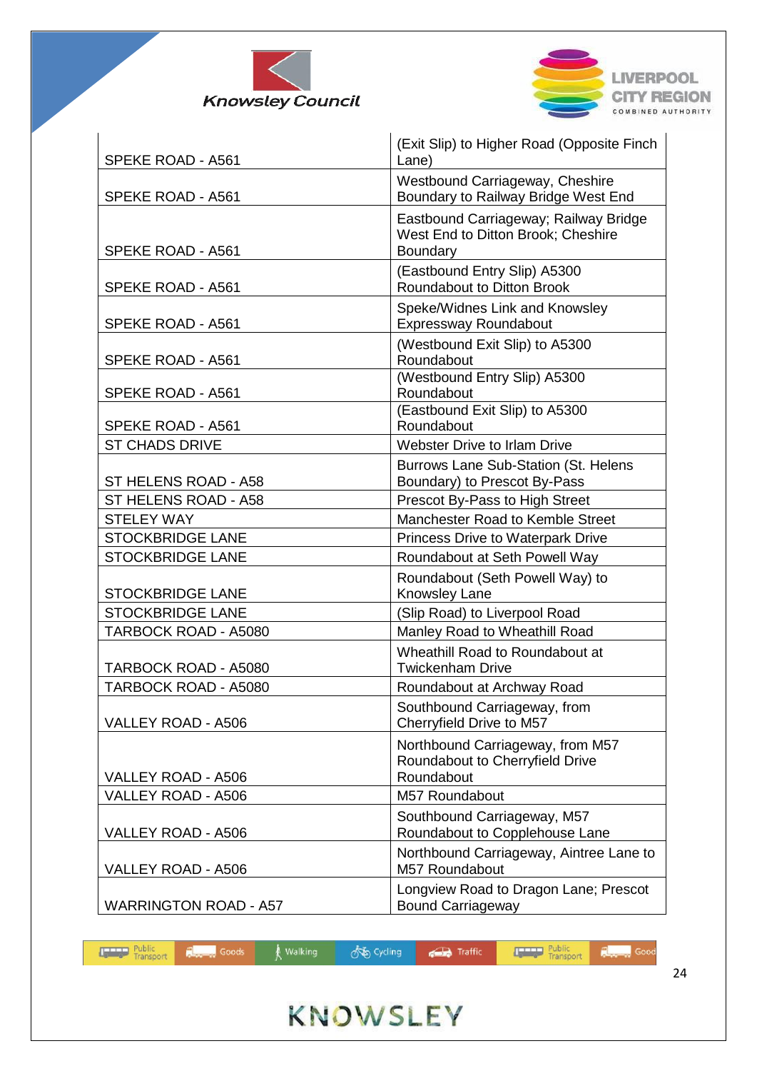| | |
|---|---|
| SPEKE ROAD - A561 | (Exit Slip) to Higher Road (Opposite Finch Lane) |
| SPEKE ROAD - A561 | Westbound Carriageway, Cheshire Boundary to Railway Bridge West End |
| SPEKE ROAD - A561 | Eastbound Carriageway; Railway Bridge West End to Ditton Brook; Cheshire Boundary |
| SPEKE ROAD - A561 | (Eastbound Entry Slip) A5300 Roundabout to Ditton Brook |
| SPEKE ROAD - A561 | Speke/Widnes Link and Knowsley Expressway Roundabout |
| SPEKE ROAD - A561 | (Westbound Exit Slip) to A5300 Roundabout |
| SPEKE ROAD - A561 | (Westbound Entry Slip) A5300 Roundabout |
| SPEKE ROAD - A561 | (Eastbound Exit Slip) to A5300 Roundabout |
| ST CHADS DRIVE | Webster Drive to Irlam Drive |
| ST HELENS ROAD - A58 | Burrows Lane Sub-Station (St. Helens Boundary) to Prescot By-Pass |
| ST HELENS ROAD - A58 | Prescot By-Pass to High Street |
| STELEY WAY | Manchester Road to Kemble Street |
| STOCKBRIDGE LANE | Princess Drive to Waterpark Drive |
| STOCKBRIDGE LANE | Roundabout at Seth Powell Way |
| STOCKBRIDGE LANE | Roundabout (Seth Powell Way) to Knowsley Lane |
| STOCKBRIDGE LANE | (Slip Road) to Liverpool Road |
| TARBOCK ROAD - A5080 | Manley Road to Wheathill Road |
| TARBOCK ROAD - A5080 | Wheathill Road to Roundabout at Twickenham Drive |
| TARBOCK ROAD - A5080 | Roundabout at Archway Road |
| VALLEY ROAD - A506 | Southbound Carriageway, from Cherryfield Drive to M57 |
| VALLEY ROAD - A506 | Northbound Carriageway, from M57 Roundabout to Cherryfield Drive Roundabout |
| VALLEY ROAD - A506 | M57 Roundabout |
| VALLEY ROAD - A506 | Southbound Carriageway, M57 Roundabout to Copplehouse Lane |
| VALLEY ROAD - A506 | Northbound Carriageway, Aintree Lane to M57 Roundabout |
| WARRINGTON ROAD - A57 | Longview Road to Dragon Lane; Prescot Bound Carriageway |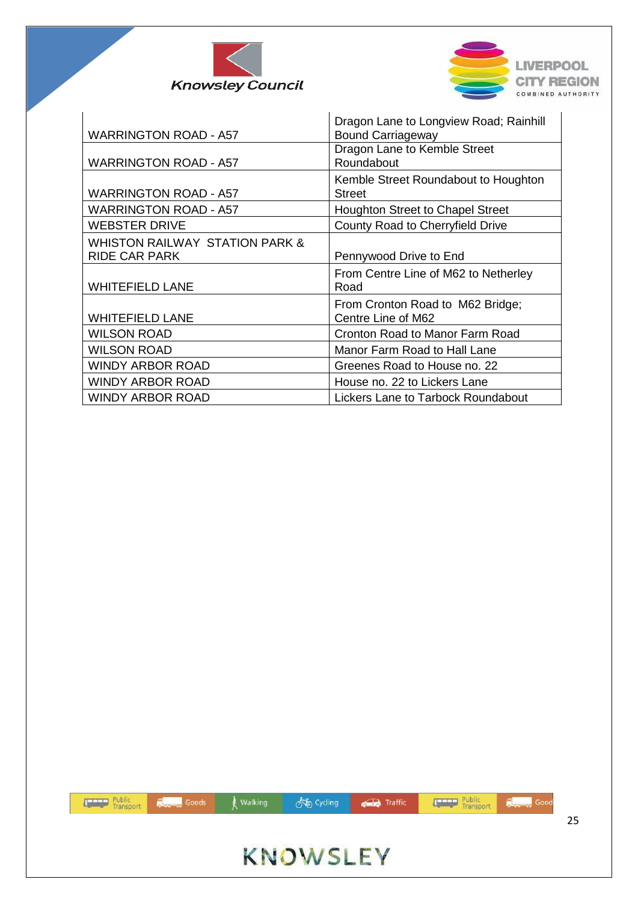| WARRINGTON ROAD - A57 | Dragon Lane to Longview Road; Rainhill Bound Carriageway |
|---|---|
| WARRINGTON ROAD - A57 | Dragon Lane to Kemble Street Roundabout |
| WARRINGTON ROAD - A57 | Kemble Street Roundabout to Houghton Street |
| WARRINGTON ROAD - A57 | Houghton Street to Chapel Street |
| WEBSTER DRIVE | County Road to Cherryfield Drive |
| WHISTON RAILWAY STATION PARK & RIDE CAR PARK | Pennywood Drive to End |
| WHITEFIELD LANE | From Centre Line of M62 to Netherley Road |
| WHITEFIELD LANE | From Cronton Road to M62 Bridge; Centre Line of M62 |
| WILSON ROAD | Cronton Road to Manor Farm Road |
| WILSON ROAD | Manor Farm Road to Hall Lane |
| WINDY ARBOR ROAD | Greenes Road to House no. 22 |
| WINDY ARBOR ROAD | House no. 22 to Lickers Lane |
| WINDY ARBOR ROAD | Lickers Lane to Tarbock Roundabout |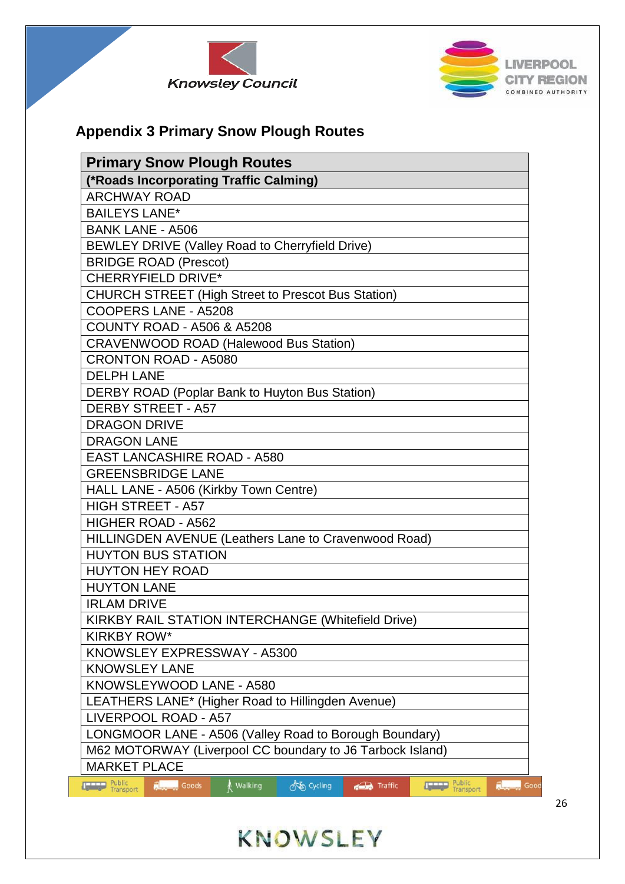## Appendix 3 Primary Snow Plough Routes

| Primary Snow Plough Routes |
|---|
| **(*Roads Incorporating Traffic Calming)** |
| ARCHWAY ROAD |
| BAILEYS LANE* |
| BANK LANE - A506 |
| BEWLEY DRIVE (Valley Road to Cherryfield Drive) |
| BRIDGE ROAD (Prescot) |
| CHERRYFIELD DRIVE* |
| CHURCH STREET (High Street to Prescot Bus Station) |
| COOPERS LANE - A5208 |
| COUNTY ROAD - A506 & A5208 |
| CRAVENWOOD ROAD (Halewood Bus Station) |
| CRONTON ROAD - A5080 |
| DELPH LANE |
| DERBY ROAD (Poplar Bank to Huyton Bus Station) |
| DERBY STREET - A57 |
| DRAGON DRIVE |
| DRAGON LANE |
| EAST LANCASHIRE ROAD - A580 |
| GREENSBRIDGE LANE |
| HALL LANE - A506 (Kirkby Town Centre) |
| HIGH STREET - A57 |
| HIGHER ROAD - A562 |
| HILLINGDEN AVENUE (Leathers Lane to Cravenwood Road) |
| HUYTON BUS STATION |
| HUYTON HEY ROAD |
| HUYTON LANE |
| IRLAM DRIVE |
| KIRKBY RAIL STATION INTERCHANGE (Whitefield Drive) |
| KIRKBY ROW* |
| KNOWSLEY EXPRESSWAY - A5300 |
| KNOWSLEY LANE |
| KNOWSLEYWOOD LANE - A580 |
| LEATHERS LANE* (Higher Road to Hillingden Avenue) |
| LIVERPOOL ROAD - A57 |
| LONGMOOR LANE - A506 (Valley Road to Borough Boundary) |
| M62 MOTORWAY (Liverpool CC boundary to J6 Tarbock Island) |
| MARKET PLACE |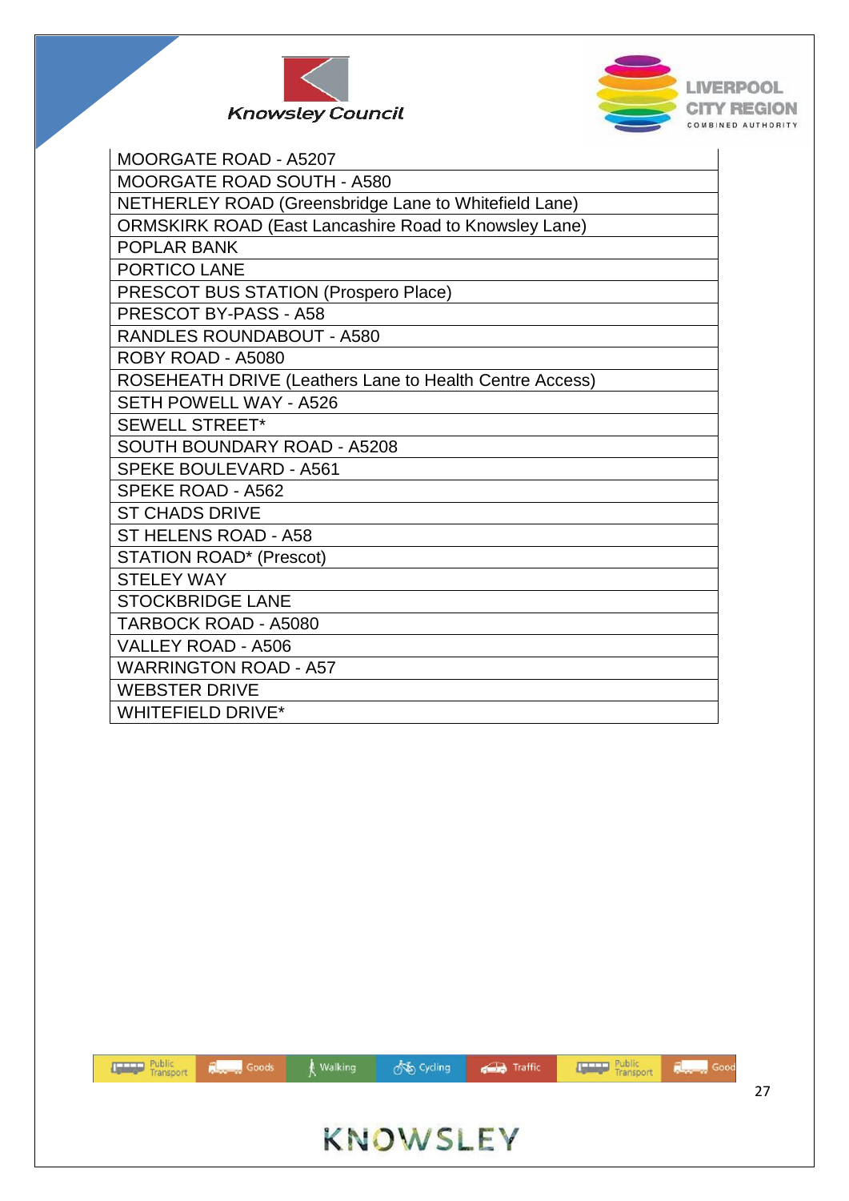| MOORGATE ROAD - A5207 |
|---|
| MOORGATE ROAD SOUTH - A580 |
| NETHERLEY ROAD (Greensbridge Lane to Whitefield Lane) |
| ORMSKIRK ROAD (East Lancashire Road to Knowsley Lane) |
| POPLAR BANK |
| PORTICO LANE |
| PRESCOT BUS STATION (Prospero Place) |
| PRESCOT BY-PASS - A58 |
| RANDLES ROUNDABOUT - A580 |
| ROBY ROAD - A5080 |
| ROSEHEATH DRIVE (Leathers Lane to Health Centre Access) |
| SETH POWELL WAY - A526 |
| SEWELL STREET* |
| SOUTH BOUNDARY ROAD - A5208 |
| SPEKE BOULEVARD - A561 |
| SPEKE ROAD - A562 |
| ST CHADS DRIVE |
| ST HELENS ROAD - A58 |
| STATION ROAD* (Prescot) |
| STELEY WAY |
| STOCKBRIDGE LANE |
| TARBOCK ROAD - A5080 |
| VALLEY ROAD - A506 |
| WARRINGTON ROAD - A57 |
| WEBSTER DRIVE |
| WHITEFIELD DRIVE* |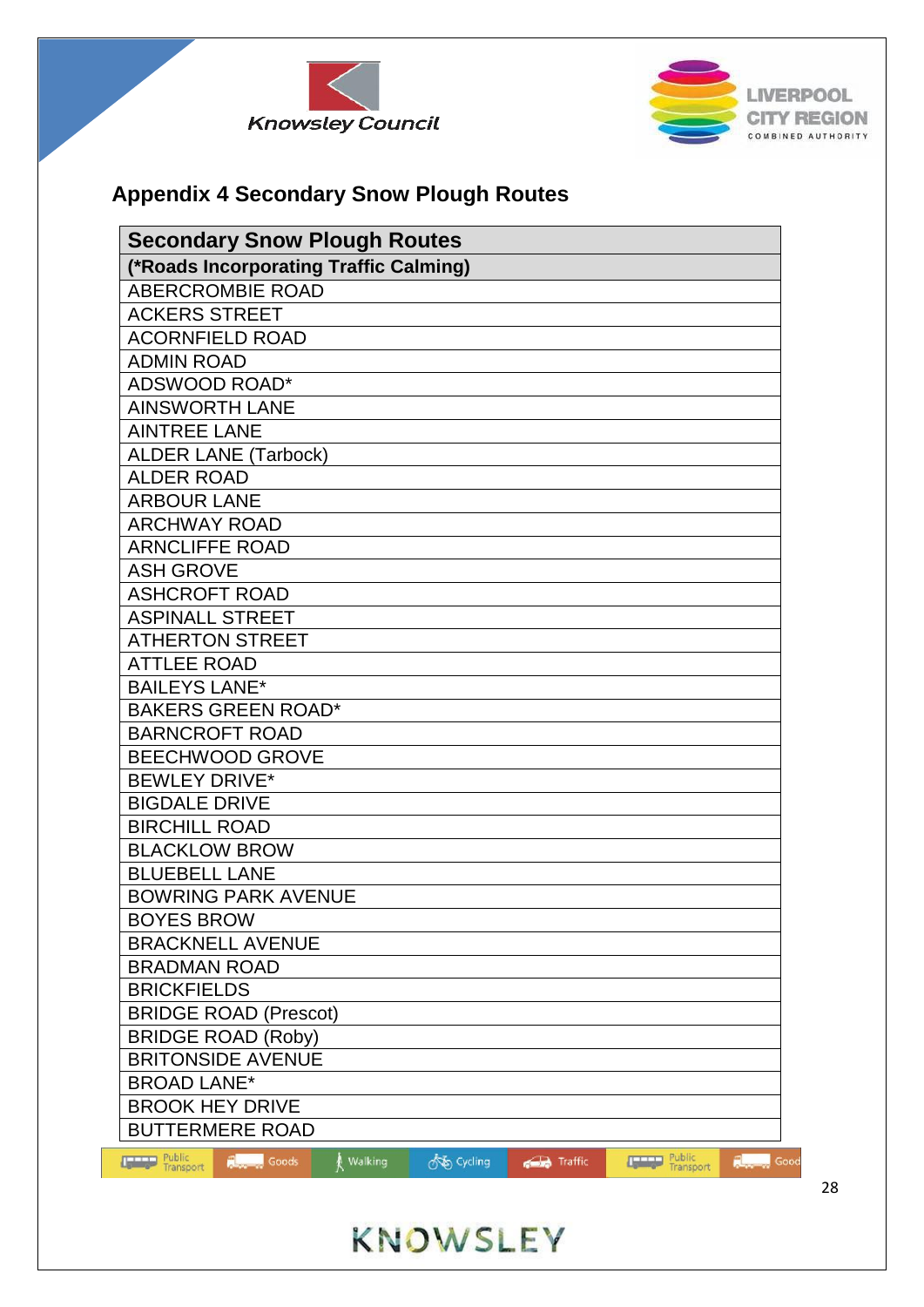## Appendix 4 Secondary Snow Plough Routes

| Secondary Snow Plough Routes |
|---|
| **(*Roads Incorporating Traffic Calming)** |
| ABERCROMBIE ROAD |
| ACKERS STREET |
| ACORNFIELD ROAD |
| ADMIN ROAD |
| ADSWOOD ROAD* |
| AINSWORTH LANE |
| AINTREE LANE |
| ALDER LANE (Tarbock) |
| ALDER ROAD |
| ARBOUR LANE |
| ARCHWAY ROAD |
| ARNCLIFFE ROAD |
| ASH GROVE |
| ASHCROFT ROAD |
| ASPINALL STREET |
| ATHERTON STREET |
| ATTLEE ROAD |
| BAILEYS LANE* |
| BAKERS GREEN ROAD* |
| BARNCROFT ROAD |
| BEECHWOOD GROVE |
| BEWLEY DRIVE* |
| BIGDALE DRIVE |
| BIRCHILL ROAD |
| BLACKLOW BROW |
| BLUEBELL LANE |
| BOWRING PARK AVENUE |
| BOYES BROW |
| BRACKNELL AVENUE |
| BRADMAN ROAD |
| BRICKFIELDS |
| BRIDGE ROAD (Prescot) |
| BRIDGE ROAD (Roby) |
| BRITONSIDE AVENUE |
| BROAD LANE* |
| BROOK HEY DRIVE |
| BUTTERMERE ROAD |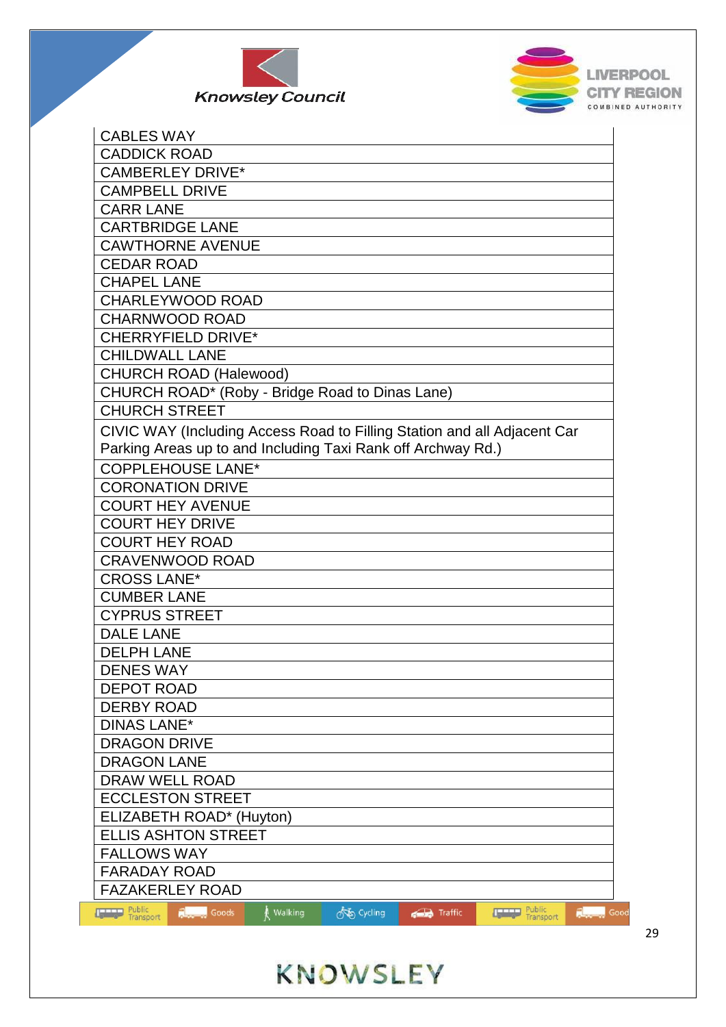| CABLES WAY |
|---|
| CADDICK ROAD |
| CAMBERLEY DRIVE* |
| CAMPBELL DRIVE |
| CARR LANE |
| CARTBRIDGE LANE |
| CAWTHORNE AVENUE |
| CEDAR ROAD |
| CHAPEL LANE |
| CHARLEYWOOD ROAD |
| CHARNWOOD ROAD |
| CHERRYFIELD DRIVE* |
| CHILDWALL LANE |
| CHURCH ROAD (Halewood) |
| CHURCH ROAD* (Roby - Bridge Road to Dinas Lane) |
| CHURCH STREET |
| CIVIC WAY (Including Access Road to Filling Station and all Adjacent Car Parking Areas up to and Including Taxi Rank off Archway Rd.) |
| COPPLEHOUSE LANE* |
| CORONATION DRIVE |
| COURT HEY AVENUE |
| COURT HEY DRIVE |
| COURT HEY ROAD |
| CRAVENWOOD ROAD |
| CROSS LANE* |
| CUMBER LANE |
| CYPRUS STREET |
| DALE LANE |
| DELPH LANE |
| DENES WAY |
| DEPOT ROAD |
| DERBY ROAD |
| DINAS LANE* |
| DRAGON DRIVE |
| DRAGON LANE |
| DRAW WELL ROAD |
| ECCLESTON STREET |
| ELIZABETH ROAD* (Huyton) |
| ELLIS ASHTON STREET |
| FALLOWS WAY |
| FARADAY ROAD |
| FAZAKERLEY ROAD |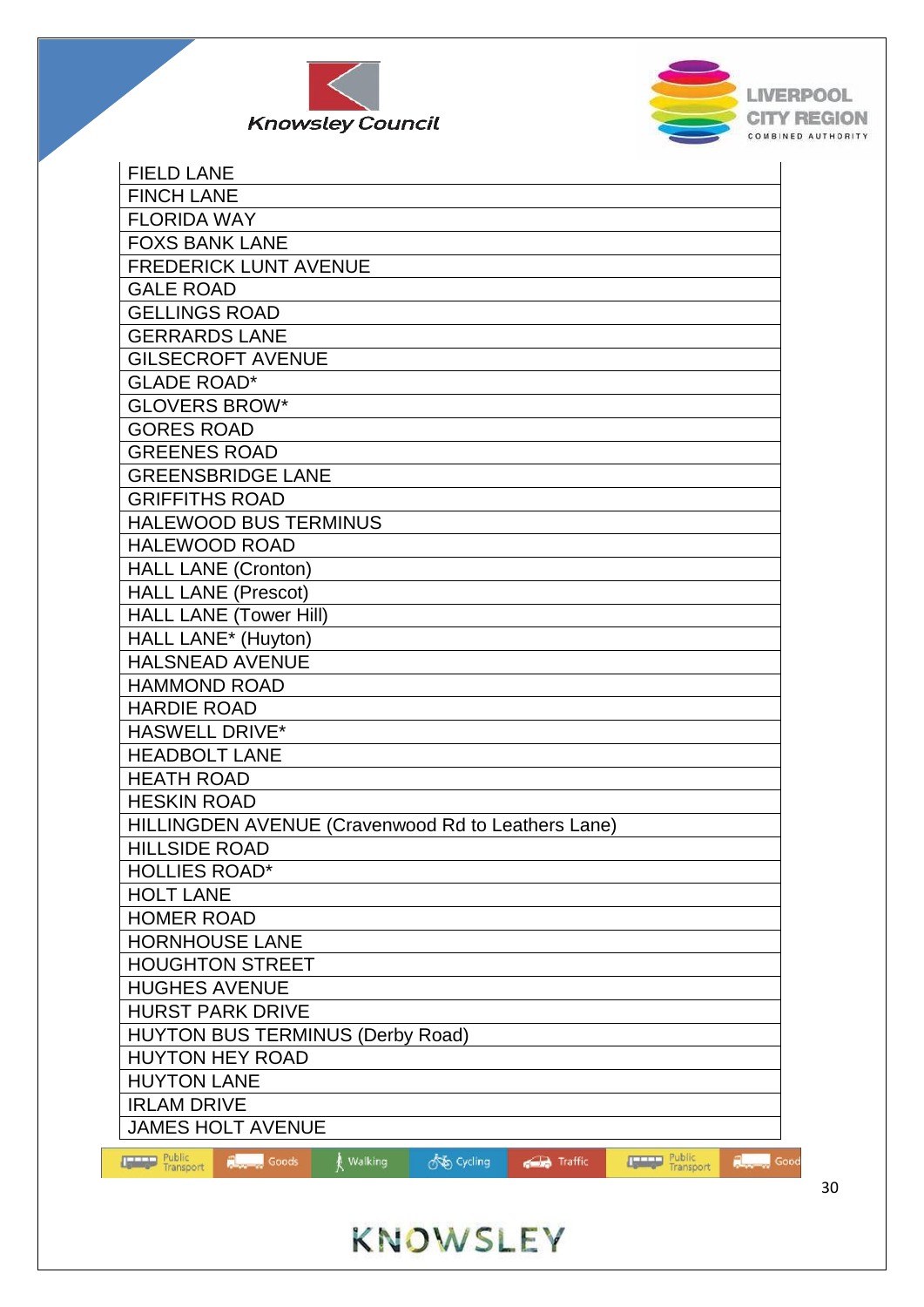| FIELD LANE |
| --- |
| FINCH LANE |
| FLORIDA WAY |
| FOXS BANK LANE |
| FREDERICK LUNT AVENUE |
| GALE ROAD |
| GELLINGS ROAD |
| GERRARDS LANE |
| GILSECROFT AVENUE |
| GLADE ROAD* |
| GLOVERS BROW* |
| GORES ROAD |
| GREENES ROAD |
| GREENSBRIDGE LANE |
| GRIFFITHS ROAD |
| HALEWOOD BUS TERMINUS |
| HALEWOOD ROAD |
| HALL LANE (Cronton) |
| HALL LANE (Prescot) |
| HALL LANE (Tower Hill) |
| HALL LANE* (Huyton) |
| HALSNEAD AVENUE |
| HAMMOND ROAD |
| HARDIE ROAD |
| HASWELL DRIVE* |
| HEADBOLT LANE |
| HEATH ROAD |
| HESKIN ROAD |
| HILLINGDEN AVENUE (Cravenwood Rd to Leathers Lane) |
| HILLSIDE ROAD |
| HOLLIES ROAD* |
| HOLT LANE |
| HOMER ROAD |
| HORNHOUSE LANE |
| HOUGHTON STREET |
| HUGHES AVENUE |
| HURST PARK DRIVE |
| HUYTON BUS TERMINUS (Derby Road) |
| HUYTON HEY ROAD |
| HUYTON LANE |
| IRLAM DRIVE |
| JAMES HOLT AVENUE |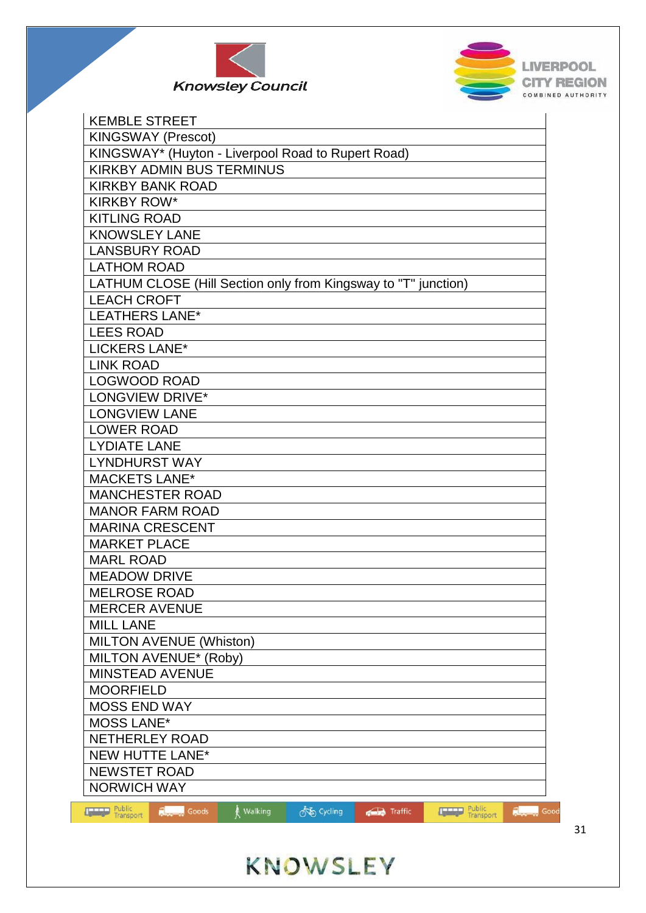| KEMBLE STREET |
|---|
| KINGSWAY (Prescot) |
| KINGSWAY* (Huyton - Liverpool Road to Rupert Road) |
| KIRKBY ADMIN BUS TERMINUS |
| KIRKBY BANK ROAD |
| KIRKBY ROW* |
| KITLING ROAD |
| KNOWSLEY LANE |
| LANSBURY ROAD |
| LATHOM ROAD |
| LATHUM CLOSE (Hill Section only from Kingsway to "T" junction) |
| LEACH CROFT |
| LEATHERS LANE* |
| LEES ROAD |
| LICKERS LANE* |
| LINK ROAD |
| LOGWOOD ROAD |
| LONGVIEW DRIVE* |
| LONGVIEW LANE |
| LOWER ROAD |
| LYDIATE LANE |
| LYNDHURST WAY |
| MACKETS LANE* |
| MANCHESTER ROAD |
| MANOR FARM ROAD |
| MARINA CRESCENT |
| MARKET PLACE |
| MARL ROAD |
| MEADOW DRIVE |
| MELROSE ROAD |
| MERCER AVENUE |
| MILL LANE |
| MILTON AVENUE (Whiston) |
| MILTON AVENUE* (Roby) |
| MINSTEAD AVENUE |
| MOORFIELD |
| MOSS END WAY |
| MOSS LANE* |
| NETHERLEY ROAD |
| NEW HUTTE LANE* |
| NEWSTET ROAD |
| NORWICH WAY |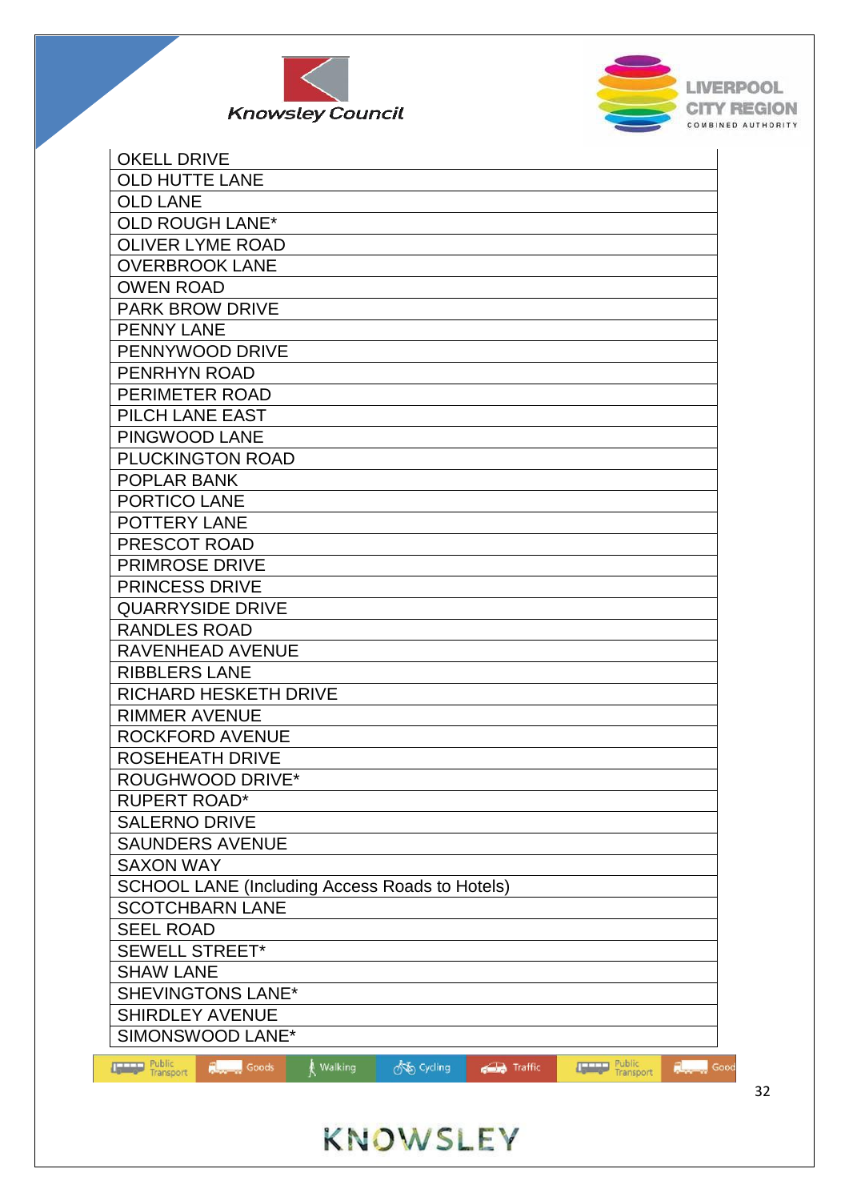| OKELL DRIVE |
|---|
| OLD HUTTE LANE |
| OLD LANE |
| OLD ROUGH LANE* |
| OLIVER LYME ROAD |
| OVERBROOK LANE |
| OWEN ROAD |
| PARK BROW DRIVE |
| PENNY LANE |
| PENNYWOOD DRIVE |
| PENRHYN ROAD |
| PERIMETER ROAD |
| PILCH LANE EAST |
| PINGWOOD LANE |
| PLUCKINGTON ROAD |
| POPLAR BANK |
| PORTICO LANE |
| POTTERY LANE |
| PRESCOT ROAD |
| PRIMROSE DRIVE |
| PRINCESS DRIVE |
| QUARRYSIDE DRIVE |
| RANDLES ROAD |
| RAVENHEAD AVENUE |
| RIBBLERS LANE |
| RICHARD HESKETH DRIVE |
| RIMMER AVENUE |
| ROCKFORD AVENUE |
| ROSEHEATH DRIVE |
| ROUGHWOOD DRIVE* |
| RUPERT ROAD* |
| SALERNO DRIVE |
| SAUNDERS AVENUE |
| SAXON WAY |
| SCHOOL LANE (Including Access Roads to Hotels) |
| SCOTCHBARN LANE |
| SEEL ROAD |
| SEWELL STREET* |
| SHAW LANE |
| SHEVINGTONS LANE* |
| SHIRDLEY AVENUE |
| SIMONSWOOD LANE* |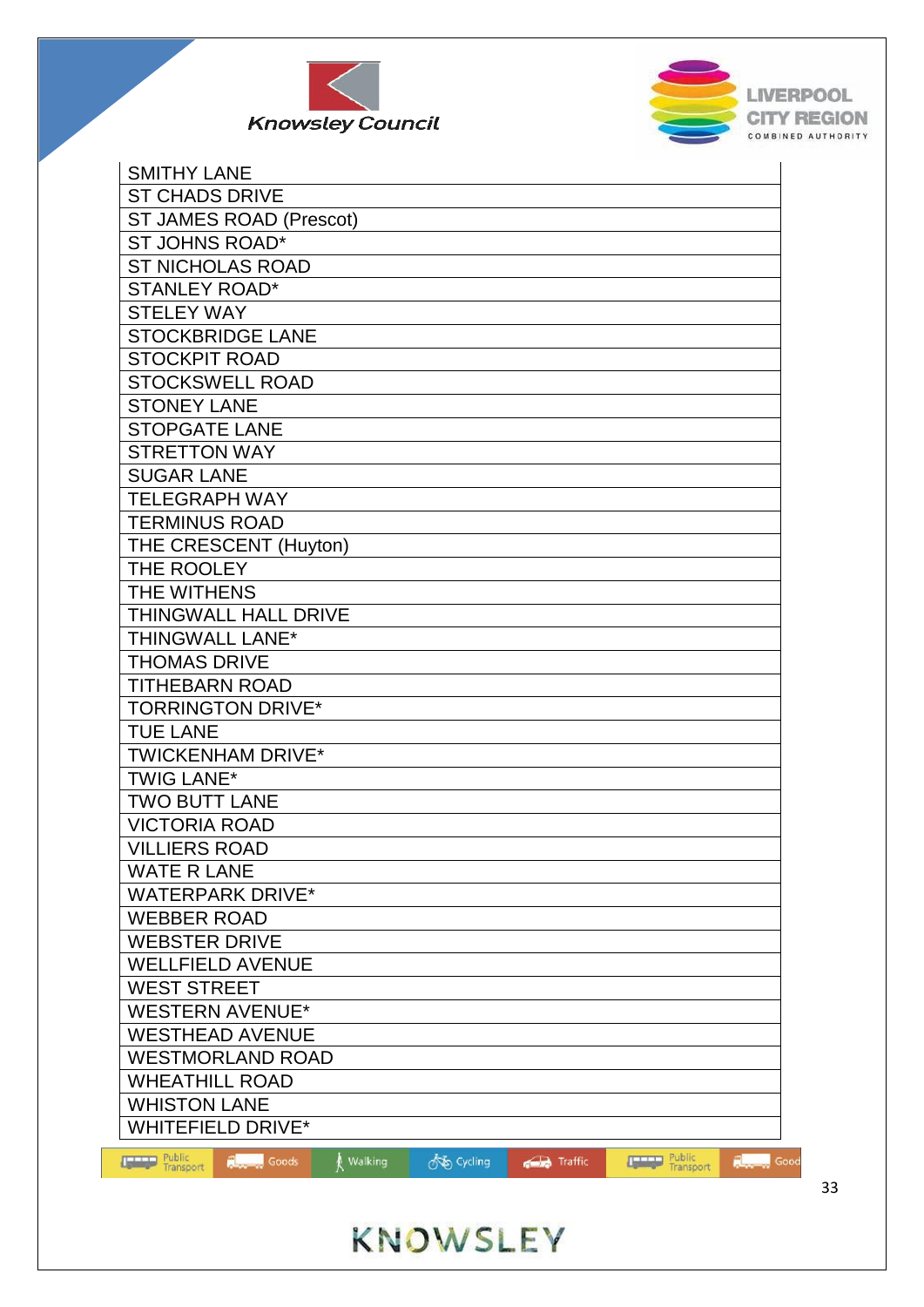| SMITHY LANE |
|---|
| ST CHADS DRIVE |
| ST JAMES ROAD (Prescot) |
| ST JOHNS ROAD* |
| ST NICHOLAS ROAD |
| STANLEY ROAD* |
| STELEY WAY |
| STOCKBRIDGE LANE |
| STOCKPIT ROAD |
| STOCKSWELL ROAD |
| STONEY LANE |
| STOPGATE LANE |
| STRETTON WAY |
| SUGAR LANE |
| TELEGRAPH WAY |
| TERMINUS ROAD |
| THE CRESCENT (Huyton) |
| THE ROOLEY |
| THE WITHENS |
| THINGWALL HALL DRIVE |
| THINGWALL LANE* |
| THOMAS DRIVE |
| TITHEBARN ROAD |
| TORRINGTON DRIVE* |
| TUE LANE |
| TWICKENHAM DRIVE* |
| TWIG LANE* |
| TWO BUTT LANE |
| VICTORIA ROAD |
| VILLIERS ROAD |
| WATE R LANE |
| WATERPARK DRIVE* |
| WEBBER ROAD |
| WEBSTER DRIVE |
| WELLFIELD AVENUE |
| WEST STREET |
| WESTERN AVENUE* |
| WESTHEAD AVENUE |
| WESTMORLAND ROAD |
| WHEATHILL ROAD |
| WHISTON LANE |
| WHITEFIELD DRIVE* |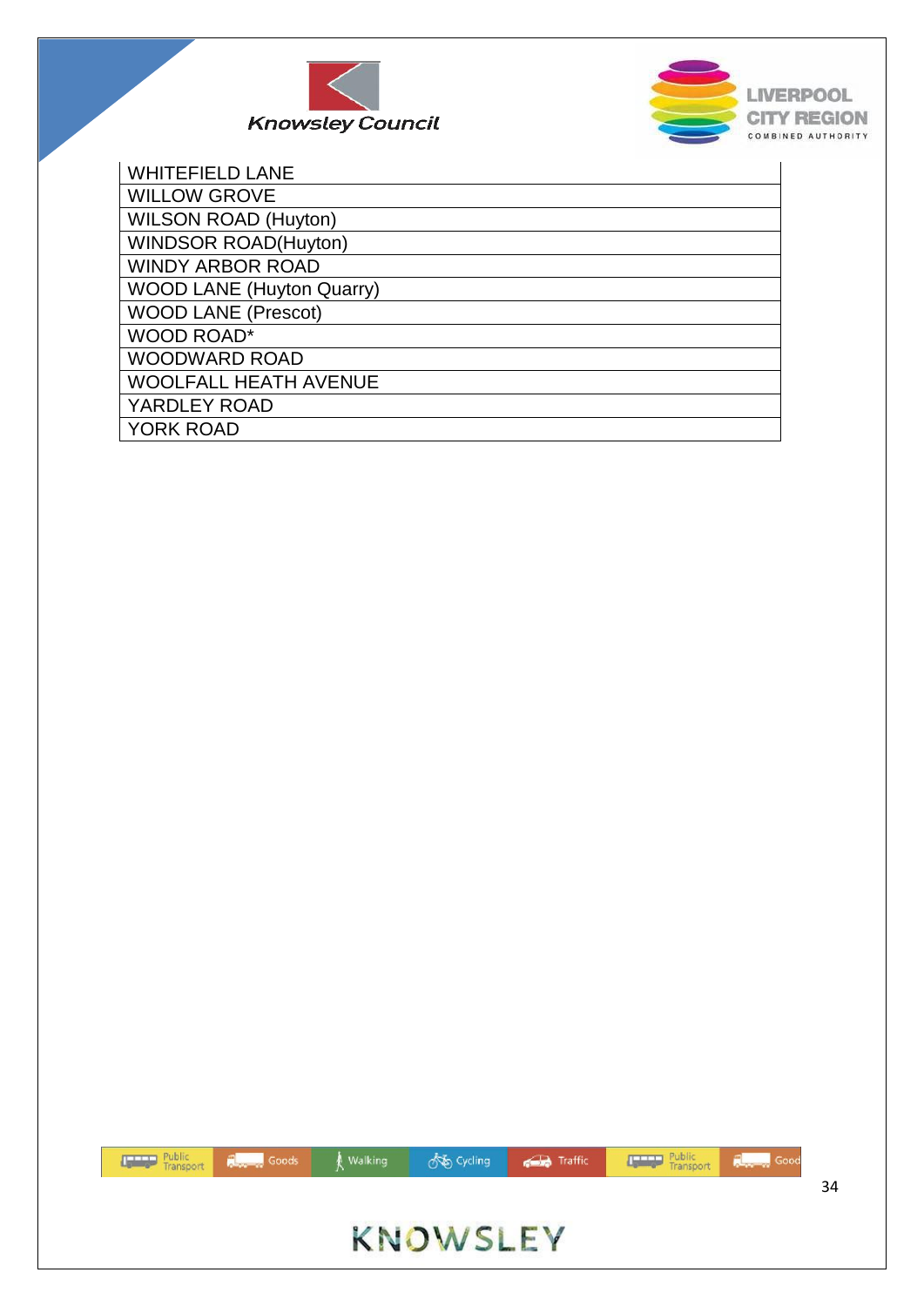| WHITEFIELD LANE |
| --- |
| WILLOW GROVE |
| WILSON ROAD (Huyton) |
| WINDSOR ROAD(Huyton) |
| WINDY ARBOR ROAD |
| WOOD LANE (Huyton Quarry) |
| WOOD LANE (Prescot) |
| WOOD ROAD* |
| WOODWARD ROAD |
| WOOLFALL HEATH AVENUE |
| YARDLEY ROAD |
| YORK ROAD |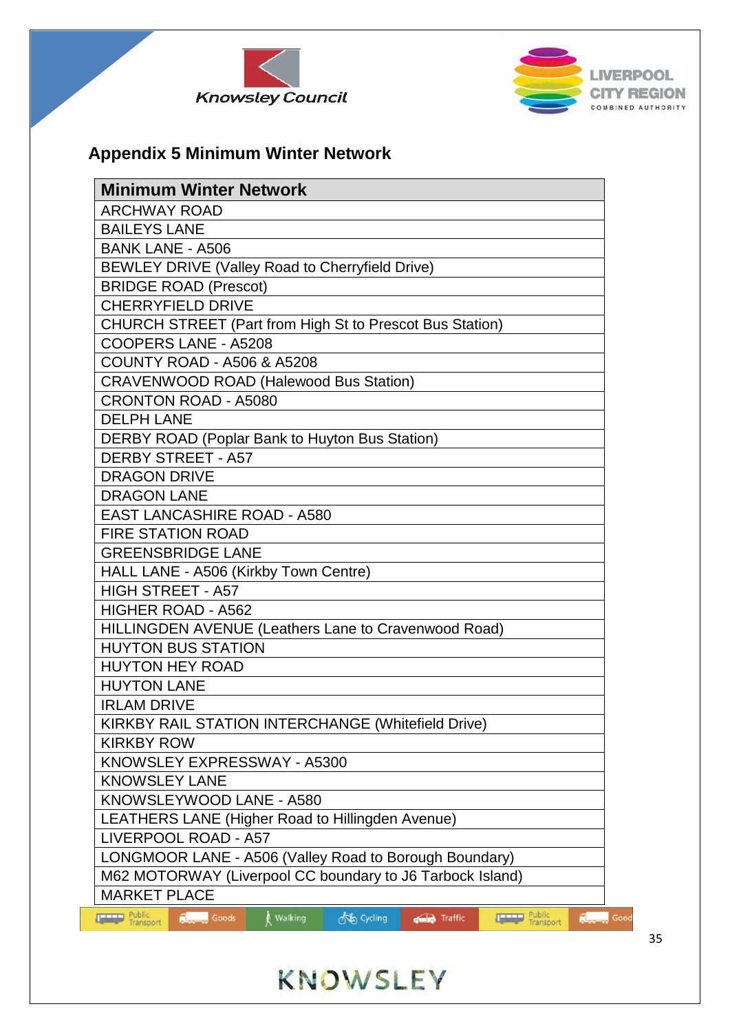## Appendix 5 Minimum Winter Network

| Minimum Winter Network |
|---|
| ARCHWAY ROAD |
| BAILEYS LANE |
| BANK LANE - A506 |
| BEWLEY DRIVE (Valley Road to Cherryfield Drive) |
| BRIDGE ROAD (Prescot) |
| CHERRYFIELD DRIVE |
| CHURCH STREET (Part from High St to Prescot Bus Station) |
| COOPERS LANE - A5208 |
| COUNTY ROAD - A506 & A5208 |
| CRAVENWOOD ROAD (Halewood Bus Station) |
| CRONTON ROAD - A5080 |
| DELPH LANE |
| DERBY ROAD (Poplar Bank to Huyton Bus Station) |
| DERBY STREET - A57 |
| DRAGON DRIVE |
| DRAGON LANE |
| EAST LANCASHIRE ROAD - A580 |
| FIRE STATION ROAD |
| GREENSBRIDGE LANE |
| HALL LANE - A506 (Kirkby Town Centre) |
| HIGH STREET - A57 |
| HIGHER ROAD - A562 |
| HILLINGDEN AVENUE (Leathers Lane to Cravenwood Road) |
| HUYTON BUS STATION |
| HUYTON HEY ROAD |
| HUYTON LANE |
| IRLAM DRIVE |
| KIRKBY RAIL STATION INTERCHANGE (Whitefield Drive) |
| KIRKBY ROW |
| KNOWSLEY EXPRESSWAY - A5300 |
| KNOWSLEY LANE |
| KNOWSLEYWOOD LANE - A580 |
| LEATHERS LANE (Higher Road to Hillingden Avenue) |
| LIVERPOOL ROAD - A57 |
| LONGMOOR LANE - A506 (Valley Road to Borough Boundary) |
| M62 MOTORWAY (Liverpool CC boundary to J6 Tarbock Island) |
| MARKET PLACE |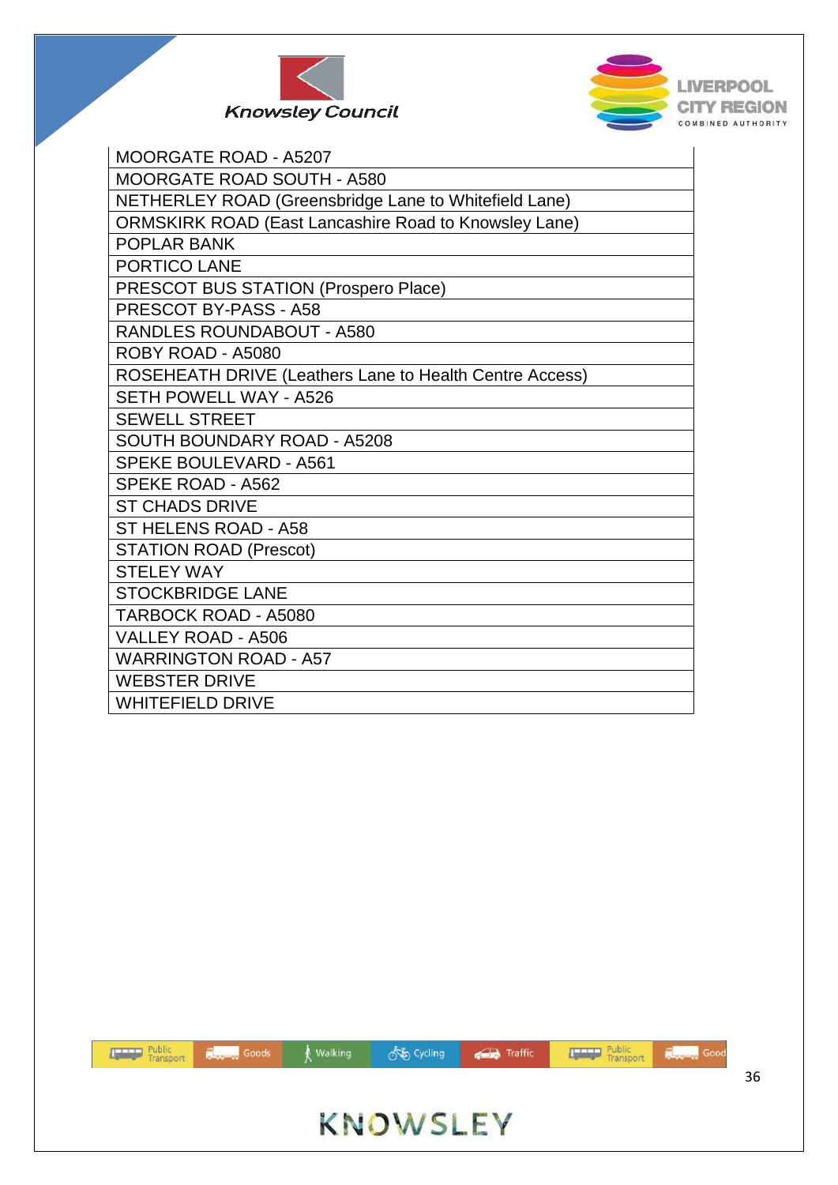| |
|---|
| MOORGATE ROAD - A5207 |
| MOORGATE ROAD SOUTH - A580 |
| NETHERLEY ROAD (Greensbridge Lane to Whitefield Lane) |
| ORMSKIRK ROAD (East Lancashire Road to Knowsley Lane) |
| POPLAR BANK |
| PORTICO LANE |
| PRESCOT BUS STATION (Prospero Place) |
| PRESCOT BY-PASS - A58 |
| RANDLES ROUNDABOUT - A580 |
| ROBY ROAD - A5080 |
| ROSEHEATH DRIVE (Leathers Lane to Health Centre Access) |
| SETH POWELL WAY - A526 |
| SEWELL STREET |
| SOUTH BOUNDARY ROAD - A5208 |
| SPEKE BOULEVARD - A561 |
| SPEKE ROAD - A562 |
| ST CHADS DRIVE |
| ST HELENS ROAD - A58 |
| STATION ROAD (Prescot) |
| STELEY WAY |
| STOCKBRIDGE LANE |
| TARBOCK ROAD - A5080 |
| VALLEY ROAD - A506 |
| WARRINGTON ROAD - A57 |
| WEBSTER DRIVE |
| WHITEFIELD DRIVE |